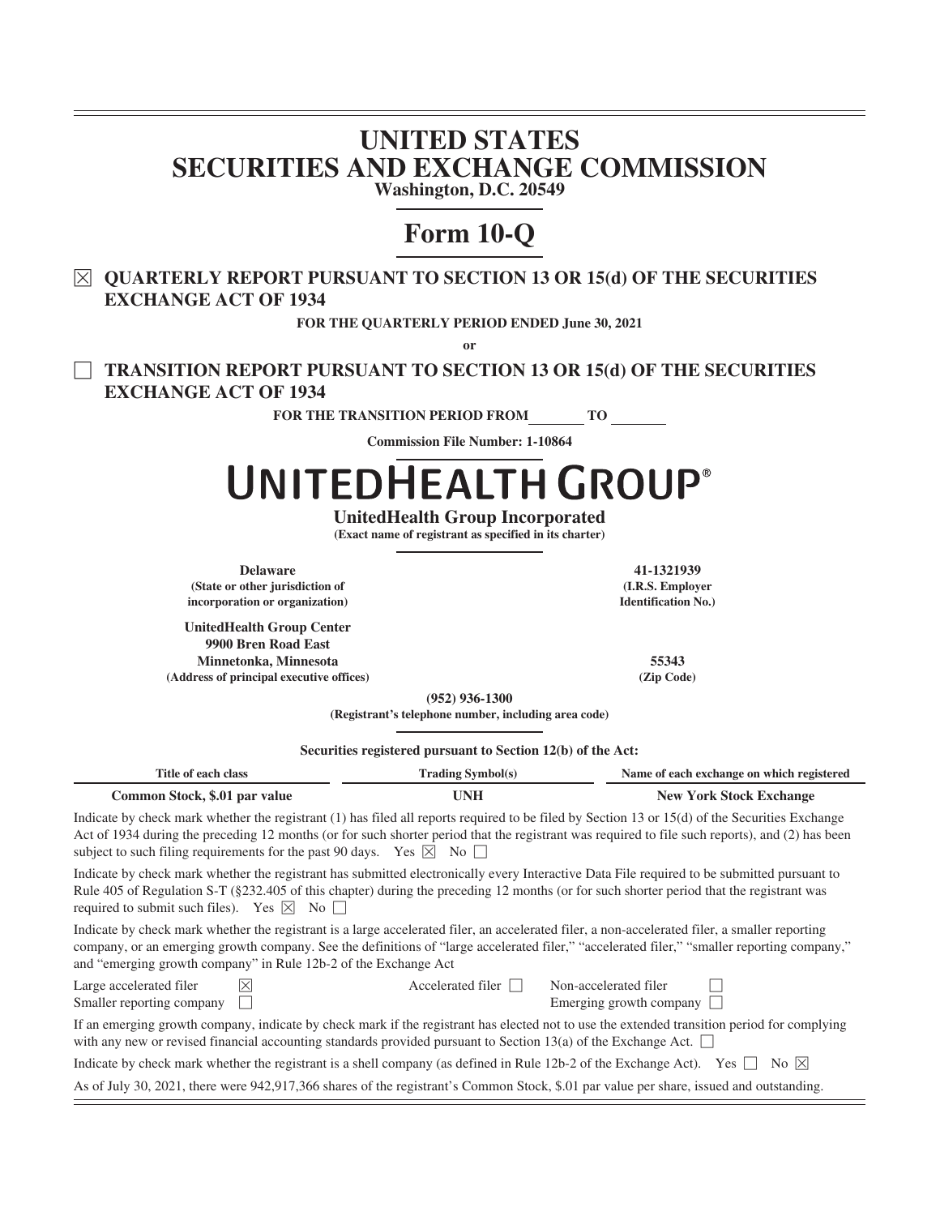# UNITED STATES
# SECURITIES AND EXCHANGE COMMISSION

**Washington, D.C. 20549**

# Form 10-Q

☒ **QUARTERLY REPORT PURSUANT TO SECTION 13 OR 15(d) OF THE SECURITIES EXCHANGE ACT OF 1934**

**FOR THE QUARTERLY PERIOD ENDED June 30, 2021**

**or**

☐ **TRANSITION REPORT PURSUANT TO SECTION 13 OR 15(d) OF THE SECURITIES EXCHANGE ACT OF 1934**

**FOR THE TRANSITION PERIOD FROM \_\_\_\_\_\_\_\_ TO \_\_\_\_\_\_\_\_**

**Commission File Number: 1-10864**

# UNITEDHEALTH GROUP®

**UnitedHealth Group Incorporated**
**(Exact name of registrant as specified in its charter)**

| | |
|---|---|
| **Delaware**<br>**(State or other jurisdiction of incorporation or organization)** | **41-1321939**<br>**(I.R.S. Employer Identification No.)** |
| **UnitedHealth Group Center**<br>**9900 Bren Road East**<br>**Minnetonka, Minnesota**<br>**(Address of principal executive offices)** | **55343**<br>**(Zip Code)** |

**(952) 936-1300**
**(Registrant's telephone number, including area code)**

**Securities registered pursuant to Section 12(b) of the Act:**

| Title of each class | Trading Symbol(s) | Name of each exchange on which registered |
|---|---|---|
| **Common Stock, $.01 par value** | **UNH** | **New York Stock Exchange** |

Indicate by check mark whether the registrant (1) has filed all reports required to be filed by Section 13 or 15(d) of the Securities Exchange Act of 1934 during the preceding 12 months (or for such shorter period that the registrant was required to file such reports), and (2) has been subject to such filing requirements for the past 90 days. Yes ☒ No ☐

Indicate by check mark whether the registrant has submitted electronically every Interactive Data File required to be submitted pursuant to Rule 405 of Regulation S-T (§232.405 of this chapter) during the preceding 12 months (or for such shorter period that the registrant was required to submit such files). Yes ☒ No ☐

Indicate by check mark whether the registrant is a large accelerated filer, an accelerated filer, a non-accelerated filer, a smaller reporting company, or an emerging growth company. See the definitions of "large accelerated filer," "accelerated filer," "smaller reporting company," and "emerging growth company" in Rule 12b-2 of the Exchange Act

| | | | |
|---|---|---|---|
| Large accelerated filer ☒ | Accelerated filer ☐ | Non-accelerated filer ☐ | |
| Smaller reporting company ☐ | | Emerging growth company ☐ | |

If an emerging growth company, indicate by check mark if the registrant has elected not to use the extended transition period for complying with any new or revised financial accounting standards provided pursuant to Section 13(a) of the Exchange Act. ☐

Indicate by check mark whether the registrant is a shell company (as defined in Rule 12b-2 of the Exchange Act). Yes ☐ No ☒

As of July 30, 2021, there were 942,917,366 shares of the registrant's Common Stock, $.01 par value per share, issued and outstanding.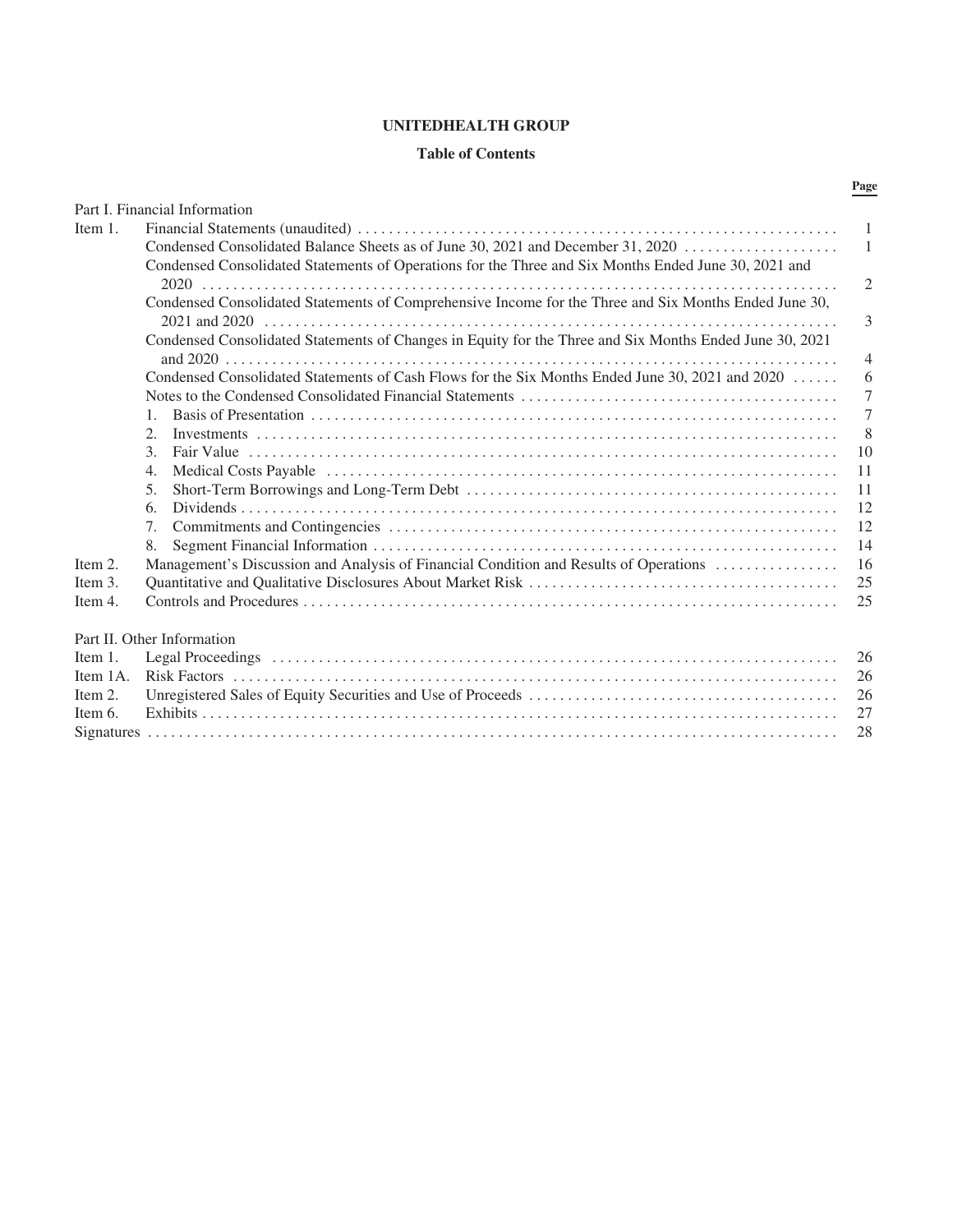# UNITEDHEALTH GROUP

## Table of Contents

| | | Page |
|---|---|---|
| Part I. Financial Information | | |
| Item 1. | Financial Statements (unaudited) | 1 |
| | Condensed Consolidated Balance Sheets as of June 30, 2021 and December 31, 2020 | 1 |
| | Condensed Consolidated Statements of Operations for the Three and Six Months Ended June 30, 2021 and 2020 | 2 |
| | Condensed Consolidated Statements of Comprehensive Income for the Three and Six Months Ended June 30, 2021 and 2020 | 3 |
| | Condensed Consolidated Statements of Changes in Equity for the Three and Six Months Ended June 30, 2021 and 2020 | 4 |
| | Condensed Consolidated Statements of Cash Flows for the Six Months Ended June 30, 2021 and 2020 | 6 |
| | Notes to the Condensed Consolidated Financial Statements | 7 |
| | 1. Basis of Presentation | 7 |
| | 2. Investments | 8 |
| | 3. Fair Value | 10 |
| | 4. Medical Costs Payable | 11 |
| | 5. Short-Term Borrowings and Long-Term Debt | 11 |
| | 6. Dividends | 12 |
| | 7. Commitments and Contingencies | 12 |
| | 8. Segment Financial Information | 14 |
| Item 2. | Management's Discussion and Analysis of Financial Condition and Results of Operations | 16 |
| Item 3. | Quantitative and Qualitative Disclosures About Market Risk | 25 |
| Item 4. | Controls and Procedures | 25 |
| Part II. Other Information | | |
| Item 1. | Legal Proceedings | 26 |
| Item 1A. | Risk Factors | 26 |
| Item 2. | Unregistered Sales of Equity Securities and Use of Proceeds | 26 |
| Item 6. | Exhibits | 27 |
| Signatures | | 28 |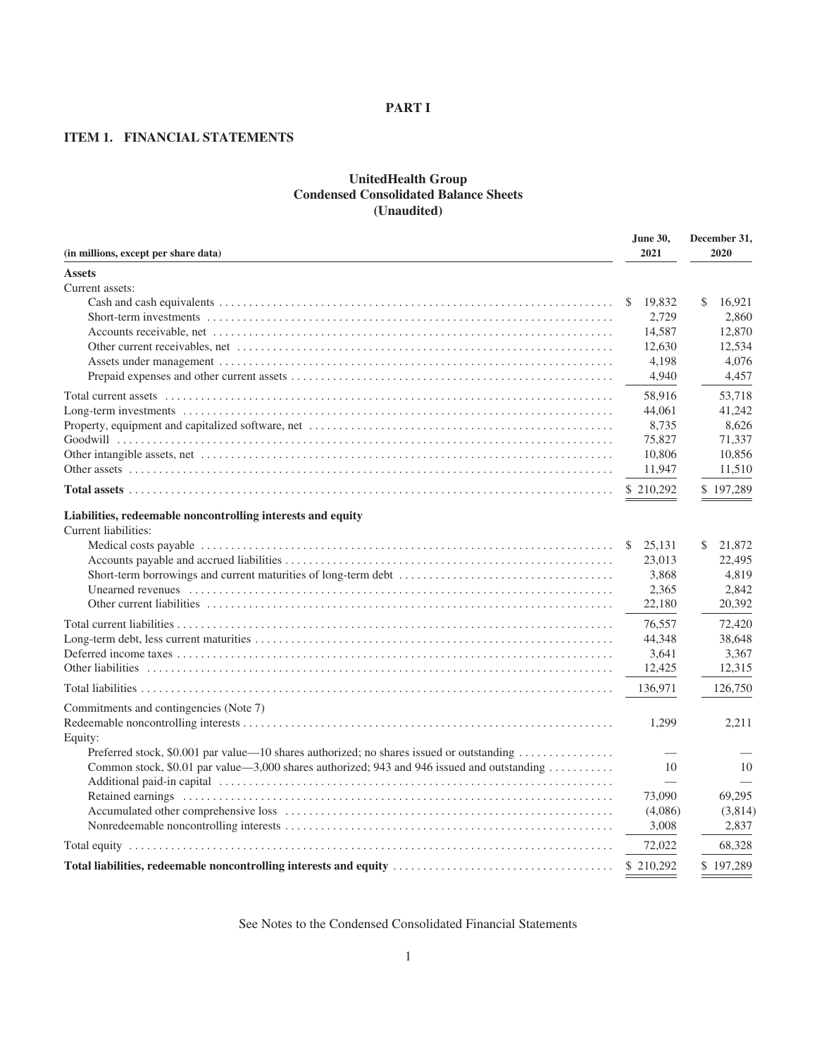# PART I

## ITEM 1. FINANCIAL STATEMENTS

### UnitedHealth Group
### Condensed Consolidated Balance Sheets
### (Unaudited)

| (in millions, except per share data) | June 30, 2021 | December 31, 2020 |
|---|---|---|
| **Assets** | | |
| Current assets: | | |
| Cash and cash equivalents | $ 19,832 | $ 16,921 |
| Short-term investments | 2,729 | 2,860 |
| Accounts receivable, net | 14,587 | 12,870 |
| Other current receivables, net | 12,630 | 12,534 |
| Assets under management | 4,198 | 4,076 |
| Prepaid expenses and other current assets | 4,940 | 4,457 |
| Total current assets | 58,916 | 53,718 |
| Long-term investments | 44,061 | 41,242 |
| Property, equipment and capitalized software, net | 8,735 | 8,626 |
| Goodwill | 75,827 | 71,337 |
| Other intangible assets, net | 10,806 | 10,856 |
| Other assets | 11,947 | 11,510 |
| **Total assets** | $ 210,292 | $ 197,289 |
| **Liabilities, redeemable noncontrolling interests and equity** | | |
| Current liabilities: | | |
| Medical costs payable | $ 25,131 | $ 21,872 |
| Accounts payable and accrued liabilities | 23,013 | 22,495 |
| Short-term borrowings and current maturities of long-term debt | 3,868 | 4,819 |
| Unearned revenues | 2,365 | 2,842 |
| Other current liabilities | 22,180 | 20,392 |
| Total current liabilities | 76,557 | 72,420 |
| Long-term debt, less current maturities | 44,348 | 38,648 |
| Deferred income taxes | 3,641 | 3,367 |
| Other liabilities | 12,425 | 12,315 |
| Total liabilities | 136,971 | 126,750 |
| Commitments and contingencies (Note 7) | | |
| Redeemable noncontrolling interests | 1,299 | 2,211 |
| Equity: | | |
| Preferred stock, $0.001 par value—10 shares authorized; no shares issued or outstanding | — | — |
| Common stock, $0.01 par value—3,000 shares authorized; 943 and 946 issued and outstanding | 10 | 10 |
| Additional paid-in capital | — | — |
| Retained earnings | 73,090 | 69,295 |
| Accumulated other comprehensive loss | (4,086) | (3,814) |
| Nonredeemable noncontrolling interests | 3,008 | 2,837 |
| Total equity | 72,022 | 68,328 |
| **Total liabilities, redeemable noncontrolling interests and equity** | $ 210,292 | $ 197,289 |

See Notes to the Condensed Consolidated Financial Statements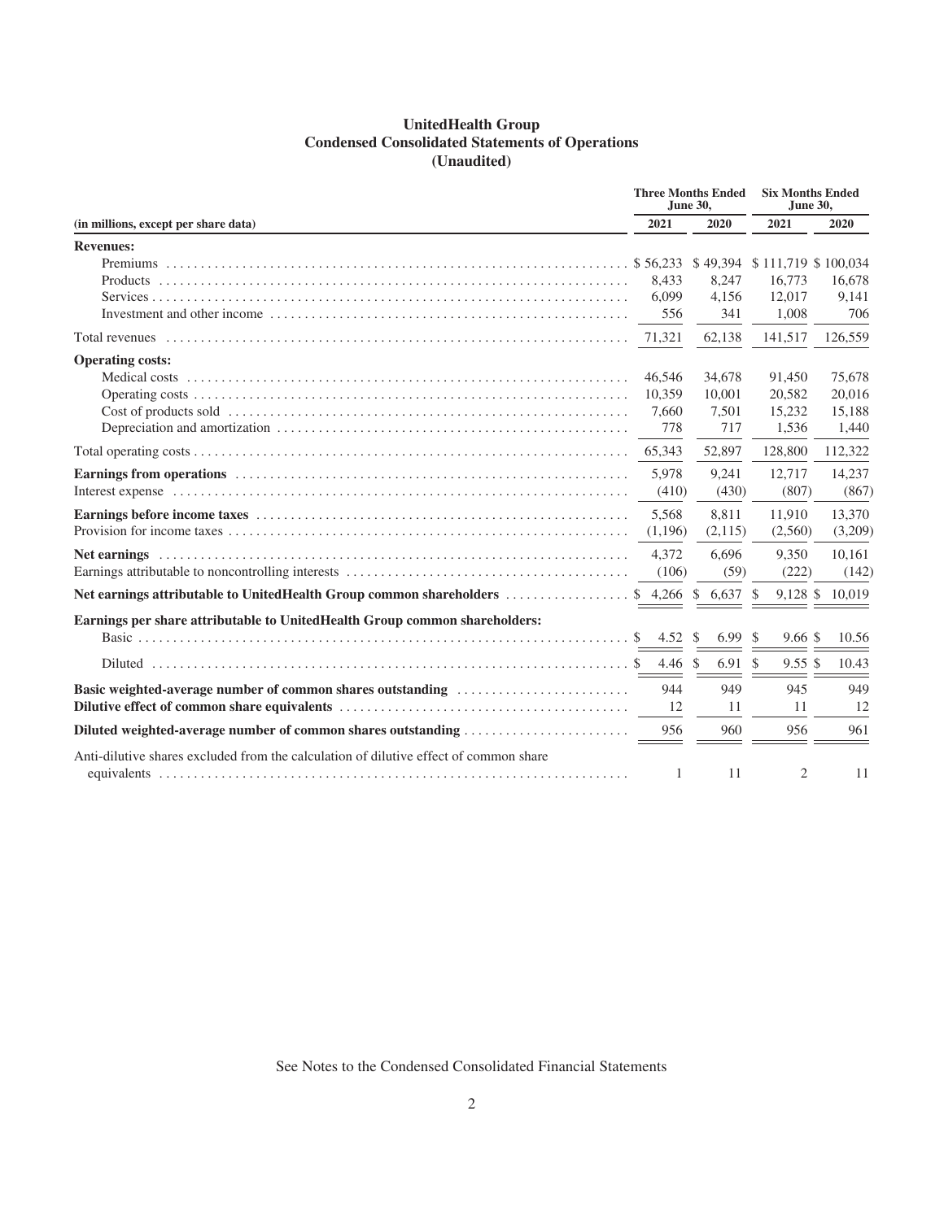# UnitedHealth Group
## Condensed Consolidated Statements of Operations
### (Unaudited)

| (in millions, except per share data) | Three Months Ended June 30, | | Six Months Ended June 30, | |
|---|---|---|---|---|
| | 2021 | 2020 | 2021 | 2020 |
| **Revenues:** | | | | |
| Premiums | $ 56,233 | $ 49,394 | $ 111,719 | $ 100,034 |
| Products | 8,433 | 8,247 | 16,773 | 16,678 |
| Services | 6,099 | 4,156 | 12,017 | 9,141 |
| Investment and other income | 556 | 341 | 1,008 | 706 |
| Total revenues | 71,321 | 62,138 | 141,517 | 126,559 |
| **Operating costs:** | | | | |
| Medical costs | 46,546 | 34,678 | 91,450 | 75,678 |
| Operating costs | 10,359 | 10,001 | 20,582 | 20,016 |
| Cost of products sold | 7,660 | 7,501 | 15,232 | 15,188 |
| Depreciation and amortization | 778 | 717 | 1,536 | 1,440 |
| Total operating costs | 65,343 | 52,897 | 128,800 | 112,322 |
| **Earnings from operations** | 5,978 | 9,241 | 12,717 | 14,237 |
| Interest expense | (410) | (430) | (807) | (867) |
| **Earnings before income taxes** | 5,568 | 8,811 | 11,910 | 13,370 |
| Provision for income taxes | (1,196) | (2,115) | (2,560) | (3,209) |
| **Net earnings** | 4,372 | 6,696 | 9,350 | 10,161 |
| Earnings attributable to noncontrolling interests | (106) | (59) | (222) | (142) |
| **Net earnings attributable to UnitedHealth Group common shareholders** | $ 4,266 | $ 6,637 | $ 9,128 | $ 10,019 |
| **Earnings per share attributable to UnitedHealth Group common shareholders:** | | | | |
| Basic | $ 4.52 | $ 6.99 | $ 9.66 | $ 10.56 |
| Diluted | $ 4.46 | $ 6.91 | $ 9.55 | $ 10.43 |
| **Basic weighted-average number of common shares outstanding** | 944 | 949 | 945 | 949 |
| **Dilutive effect of common share equivalents** | 12 | 11 | 11 | 12 |
| **Diluted weighted-average number of common shares outstanding** | 956 | 960 | 956 | 961 |
| Anti-dilutive shares excluded from the calculation of dilutive effect of common share equivalents | 1 | 11 | 2 | 11 |

See Notes to the Condensed Consolidated Financial Statements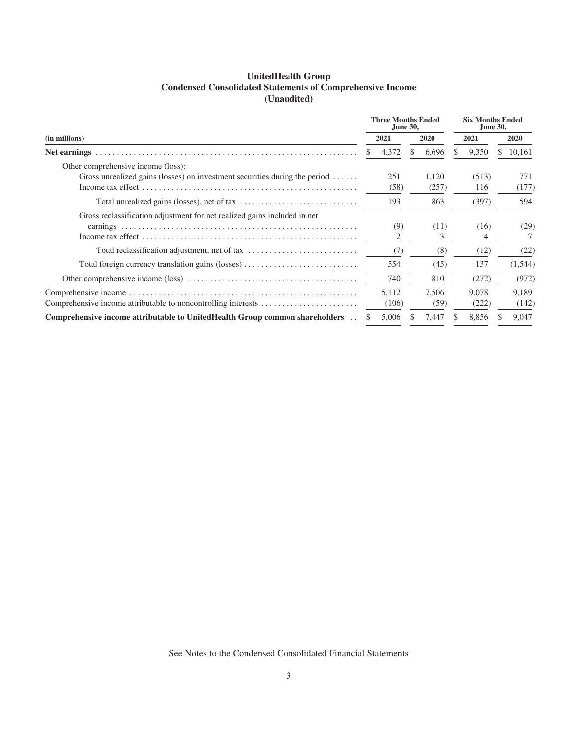# UnitedHealth Group
## Condensed Consolidated Statements of Comprehensive Income
### (Unaudited)

| (in millions) | Three Months Ended June 30, 2021 | Three Months Ended June 30, 2020 | Six Months Ended June 30, 2021 | Six Months Ended June 30, 2020 |
|---|---|---|---|---|
| **Net earnings** | $ 4,372 | $ 6,696 | $ 9,350 | $ 10,161 |
| Other comprehensive income (loss): | | | | |
| Gross unrealized gains (losses) on investment securities during the period | 251 | 1,120 | (513) | 771 |
| Income tax effect | (58) | (257) | 116 | (177) |
| Total unrealized gains (losses), net of tax | 193 | 863 | (397) | 594 |
| Gross reclassification adjustment for net realized gains included in net earnings | (9) | (11) | (16) | (29) |
| Income tax effect | 2 | 3 | 4 | 7 |
| Total reclassification adjustment, net of tax | (7) | (8) | (12) | (22) |
| Total foreign currency translation gains (losses) | 554 | (45) | 137 | (1,544) |
| Other comprehensive income (loss) | 740 | 810 | (272) | (972) |
| Comprehensive income | 5,112 | 7,506 | 9,078 | 9,189 |
| Comprehensive income attributable to noncontrolling interests | (106) | (59) | (222) | (142) |
| **Comprehensive income attributable to UnitedHealth Group common shareholders** | $ 5,006 | $ 7,447 | $ 8,856 | $ 9,047 |

See Notes to the Condensed Consolidated Financial Statements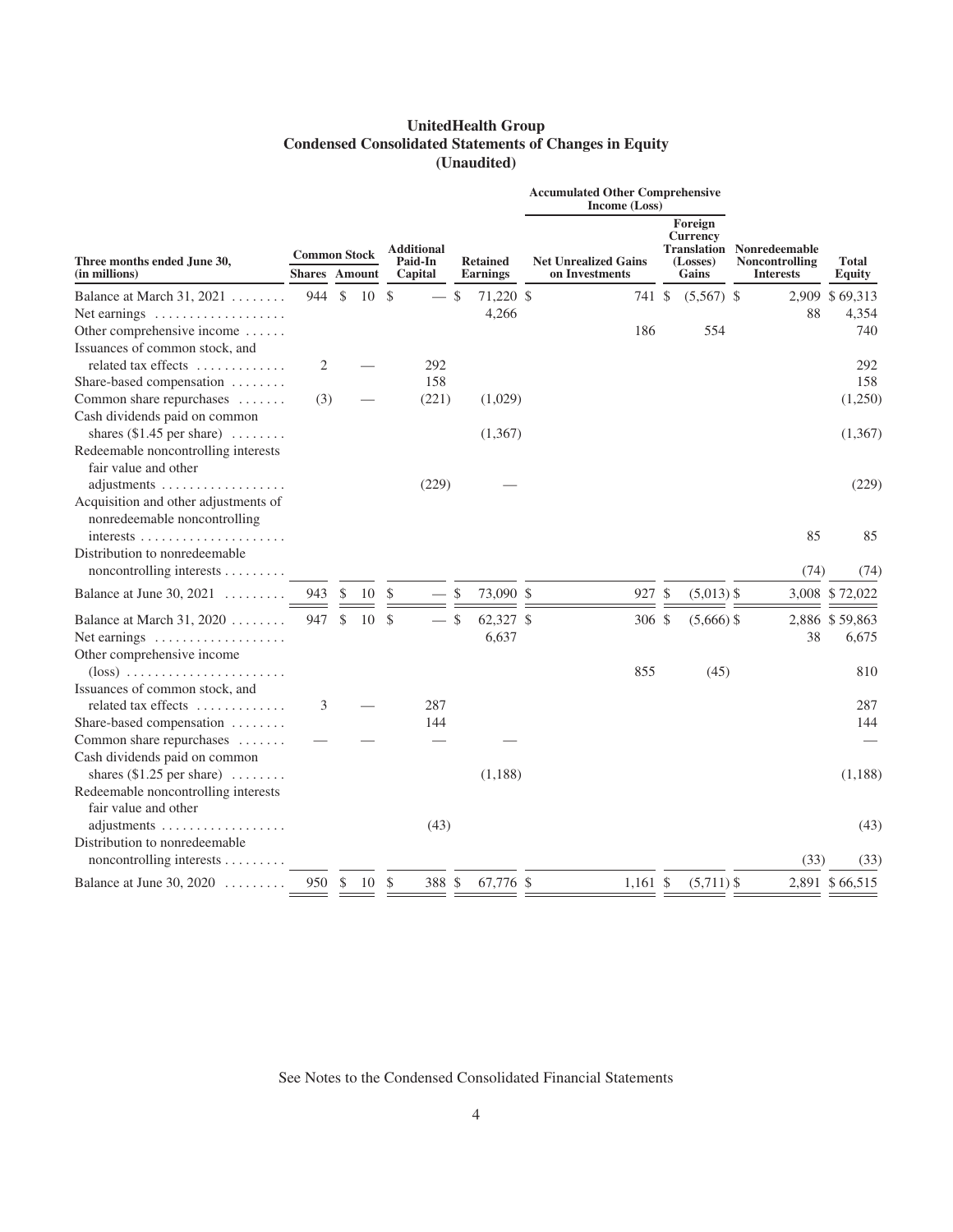# UnitedHealth Group
## Condensed Consolidated Statements of Changes in Equity
### (Unaudited)

| Three months ended June 30, (in millions) | Common Stock | | Additional Paid-In Capital | Retained Earnings | Accumulated Other Comprehensive Income (Loss) | | Nonredeemable Noncontrolling Interests | Total Equity |
|---|---|---|---|---|---|---|---|---|
| | Shares | Amount | | | Net Unrealized Gains on Investments | Foreign Currency Translation (Losses) Gains | | |
| Balance at March 31, 2021 | 944 | $ 10 | $ — | $ 71,220 | $ 741 | $ (5,567) | $ 2,909 | $ 69,313 |
| Net earnings | | | | 4,266 | | | 88 | 4,354 |
| Other comprehensive income | | | | | 186 | 554 | | 740 |
| Issuances of common stock, and related tax effects | 2 | — | 292 | | | | | 292 |
| Share-based compensation | | | 158 | | | | | 158 |
| Common share repurchases | (3) | — | (221) | (1,029) | | | | (1,250) |
| Cash dividends paid on common shares ($1.45 per share) | | | | (1,367) | | | | (1,367) |
| Redeemable noncontrolling interests fair value and other adjustments | | | (229) | — | | | | (229) |
| Acquisition and other adjustments of nonredeemable noncontrolling interests | | | | | | | 85 | 85 |
| Distribution to nonredeemable noncontrolling interests | | | | | | | (74) | (74) |
| Balance at June 30, 2021 | 943 | $ 10 | $ — | $ 73,090 | $ 927 | $ (5,013) | $ 3,008 | $ 72,022 |
| Balance at March 31, 2020 | 947 | $ 10 | $ — | $ 62,327 | $ 306 | $ (5,666) | $ 2,886 | $ 59,863 |
| Net earnings | | | | 6,637 | | | 38 | 6,675 |
| Other comprehensive income (loss) | | | | | 855 | (45) | | 810 |
| Issuances of common stock, and related tax effects | 3 | — | 287 | | | | | 287 |
| Share-based compensation | | | 144 | | | | | 144 |
| Common share repurchases | — | — | — | — | | | | — |
| Cash dividends paid on common shares ($1.25 per share) | | | | (1,188) | | | | (1,188) |
| Redeemable noncontrolling interests fair value and other adjustments | | | (43) | | | | | (43) |
| Distribution to nonredeemable noncontrolling interests | | | | | | | (33) | (33) |
| Balance at June 30, 2020 | 950 | $ 10 | $ 388 | $ 67,776 | $ 1,161 | $ (5,711) | $ 2,891 | $ 66,515 |

See Notes to the Condensed Consolidated Financial Statements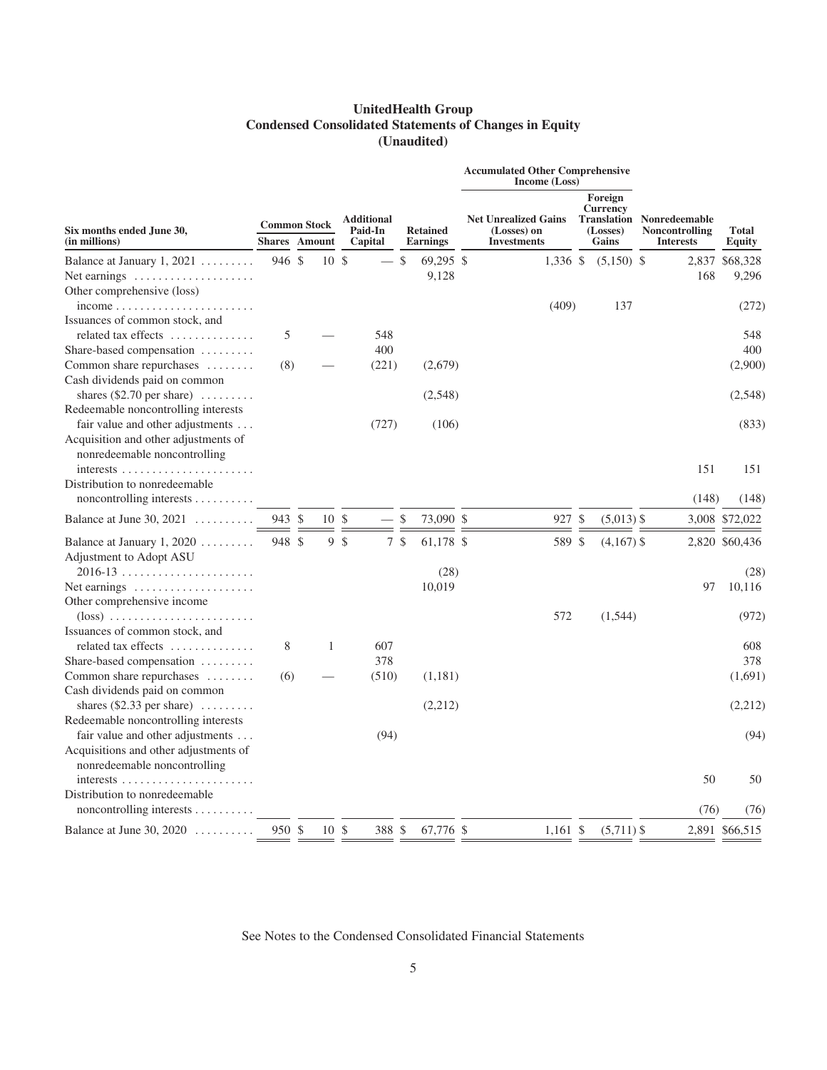# UnitedHealth Group
## Condensed Consolidated Statements of Changes in Equity
### (Unaudited)

| Six months ended June 30, (in millions) | Common Stock | | Additional Paid-In Capital | Retained Earnings | Accumulated Other Comprehensive Income (Loss) | | Nonredeemable Noncontrolling Interests | Total Equity |
|---|---|---|---|---|---|---|---|---|
| | Shares | Amount | | | Net Unrealized Gains (Losses) on Investments | Foreign Currency Translation (Losses) Gains | | |
| Balance at January 1, 2021 | 946 | $ 10 | $ — | $ 69,295 | $ 1,336 | $ (5,150) | $ 2,837 | $68,328 |
| Net earnings | | | | 9,128 | | | 168 | 9,296 |
| Other comprehensive (loss) income | | | | | (409) | 137 | | (272) |
| Issuances of common stock, and related tax effects | 5 | — | 548 | | | | | 548 |
| Share-based compensation | | | 400 | | | | | 400 |
| Common share repurchases | (8) | — | (221) | (2,679) | | | | (2,900) |
| Cash dividends paid on common shares ($2.70 per share) | | | | (2,548) | | | | (2,548) |
| Redeemable noncontrolling interests fair value and other adjustments | | | (727) | (106) | | | | (833) |
| Acquisition and other adjustments of nonredeemable noncontrolling interests | | | | | | | 151 | 151 |
| Distribution to nonredeemable noncontrolling interests | | | | | | | (148) | (148) |
| Balance at June 30, 2021 | 943 | $ 10 | $ — | $ 73,090 | $ 927 | $ (5,013) | $ 3,008 | $72,022 |
| Balance at January 1, 2020 | 948 | $ 9 | $ 7 | $ 61,178 | $ 589 | $ (4,167) | $ 2,820 | $60,436 |
| Adjustment to Adopt ASU 2016-13 | | | | (28) | | | | (28) |
| Net earnings | | | | 10,019 | | | 97 | 10,116 |
| Other comprehensive income (loss) | | | | | 572 | (1,544) | | (972) |
| Issuances of common stock, and related tax effects | 8 | 1 | 607 | | | | | 608 |
| Share-based compensation | | | 378 | | | | | 378 |
| Common share repurchases | (6) | — | (510) | (1,181) | | | | (1,691) |
| Cash dividends paid on common shares ($2.33 per share) | | | | (2,212) | | | | (2,212) |
| Redeemable noncontrolling interests fair value and other adjustments | | | (94) | | | | | (94) |
| Acquisitions and other adjustments of nonredeemable noncontrolling interests | | | | | | | 50 | 50 |
| Distribution to nonredeemable noncontrolling interests | | | | | | | (76) | (76) |
| Balance at June 30, 2020 | 950 | $ 10 | $ 388 | $ 67,776 | $ 1,161 | $ (5,711) | $ 2,891 | $66,515 |

See Notes to the Condensed Consolidated Financial Statements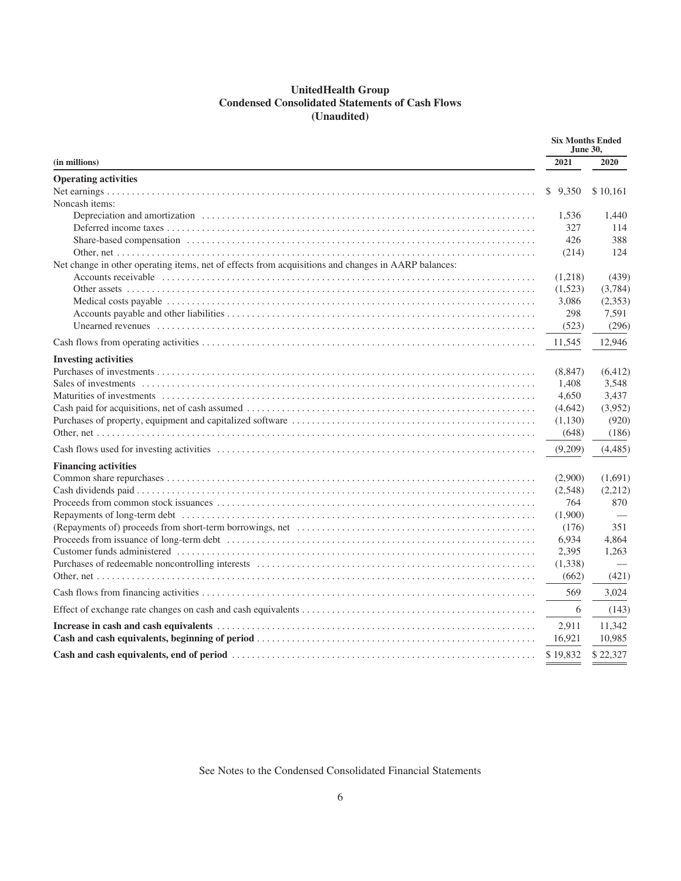# UnitedHealth Group
## Condensed Consolidated Statements of Cash Flows
## (Unaudited)

| (in millions) | Six Months Ended June 30, 2021 | 2020 |
|---|---|---|
| **Operating activities** | | |
| Net earnings | $ 9,350 | $ 10,161 |
| Noncash items: | | |
| Depreciation and amortization | 1,536 | 1,440 |
| Deferred income taxes | 327 | 114 |
| Share-based compensation | 426 | 388 |
| Other, net | (214) | 124 |
| Net change in other operating items, net of effects from acquisitions and changes in AARP balances: | | |
| Accounts receivable | (1,218) | (439) |
| Other assets | (1,523) | (3,784) |
| Medical costs payable | 3,086 | (2,353) |
| Accounts payable and other liabilities | 298 | 7,591 |
| Unearned revenues | (523) | (296) |
| Cash flows from operating activities | 11,545 | 12,946 |
| **Investing activities** | | |
| Purchases of investments | (8,847) | (6,412) |
| Sales of investments | 1,408 | 3,548 |
| Maturities of investments | 4,650 | 3,437 |
| Cash paid for acquisitions, net of cash assumed | (4,642) | (3,952) |
| Purchases of property, equipment and capitalized software | (1,130) | (920) |
| Other, net | (648) | (186) |
| Cash flows used for investing activities | (9,209) | (4,485) |
| **Financing activities** | | |
| Common share repurchases | (2,900) | (1,691) |
| Cash dividends paid | (2,548) | (2,212) |
| Proceeds from common stock issuances | 764 | 870 |
| Repayments of long-term debt | (1,900) | — |
| (Repayments of) proceeds from short-term borrowings, net | (176) | 351 |
| Proceeds from issuance of long-term debt | 6,934 | 4,864 |
| Customer funds administered | 2,395 | 1,263 |
| Purchases of redeemable noncontrolling interests | (1,338) | — |
| Other, net | (662) | (421) |
| Cash flows from financing activities | 569 | 3,024 |
| Effect of exchange rate changes on cash and cash equivalents | 6 | (143) |
| **Increase in cash and cash equivalents** | 2,911 | 11,342 |
| **Cash and cash equivalents, beginning of period** | 16,921 | 10,985 |
| **Cash and cash equivalents, end of period** | $ 19,832 | $ 22,327 |

See Notes to the Condensed Consolidated Financial Statements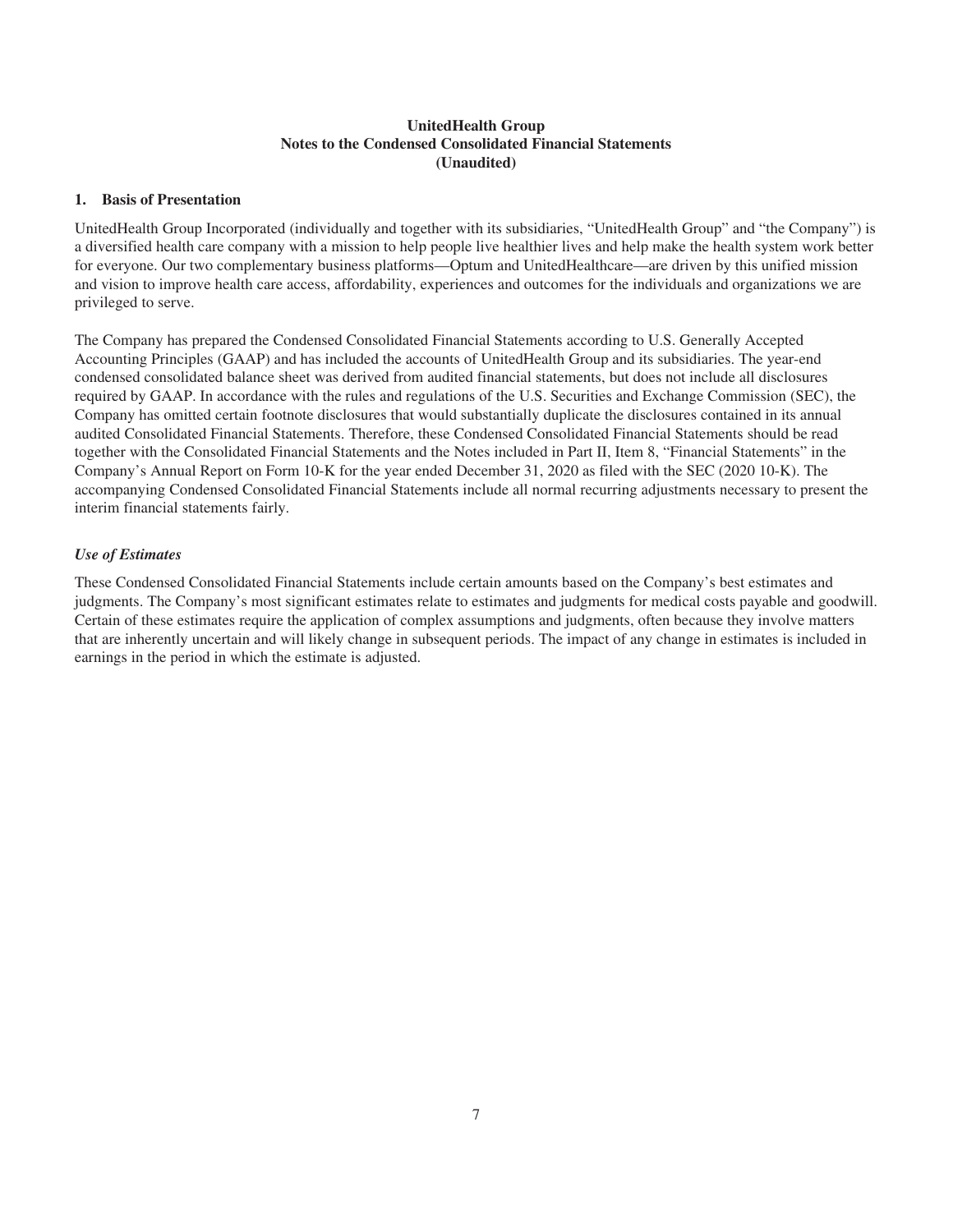# UnitedHealth Group
## Notes to the Condensed Consolidated Financial Statements
### (Unaudited)

**1. Basis of Presentation**

UnitedHealth Group Incorporated (individually and together with its subsidiaries, "UnitedHealth Group" and "the Company") is a diversified health care company with a mission to help people live healthier lives and help make the health system work better for everyone. Our two complementary business platforms—Optum and UnitedHealthcare—are driven by this unified mission and vision to improve health care access, affordability, experiences and outcomes for the individuals and organizations we are privileged to serve.

The Company has prepared the Condensed Consolidated Financial Statements according to U.S. Generally Accepted Accounting Principles (GAAP) and has included the accounts of UnitedHealth Group and its subsidiaries. The year-end condensed consolidated balance sheet was derived from audited financial statements, but does not include all disclosures required by GAAP. In accordance with the rules and regulations of the U.S. Securities and Exchange Commission (SEC), the Company has omitted certain footnote disclosures that would substantially duplicate the disclosures contained in its annual audited Consolidated Financial Statements. Therefore, these Condensed Consolidated Financial Statements should be read together with the Consolidated Financial Statements and the Notes included in Part II, Item 8, "Financial Statements" in the Company's Annual Report on Form 10-K for the year ended December 31, 2020 as filed with the SEC (2020 10-K). The accompanying Condensed Consolidated Financial Statements include all normal recurring adjustments necessary to present the interim financial statements fairly.

*Use of Estimates*

These Condensed Consolidated Financial Statements include certain amounts based on the Company's best estimates and judgments. The Company's most significant estimates relate to estimates and judgments for medical costs payable and goodwill. Certain of these estimates require the application of complex assumptions and judgments, often because they involve matters that are inherently uncertain and will likely change in subsequent periods. The impact of any change in estimates is included in earnings in the period in which the estimate is adjusted.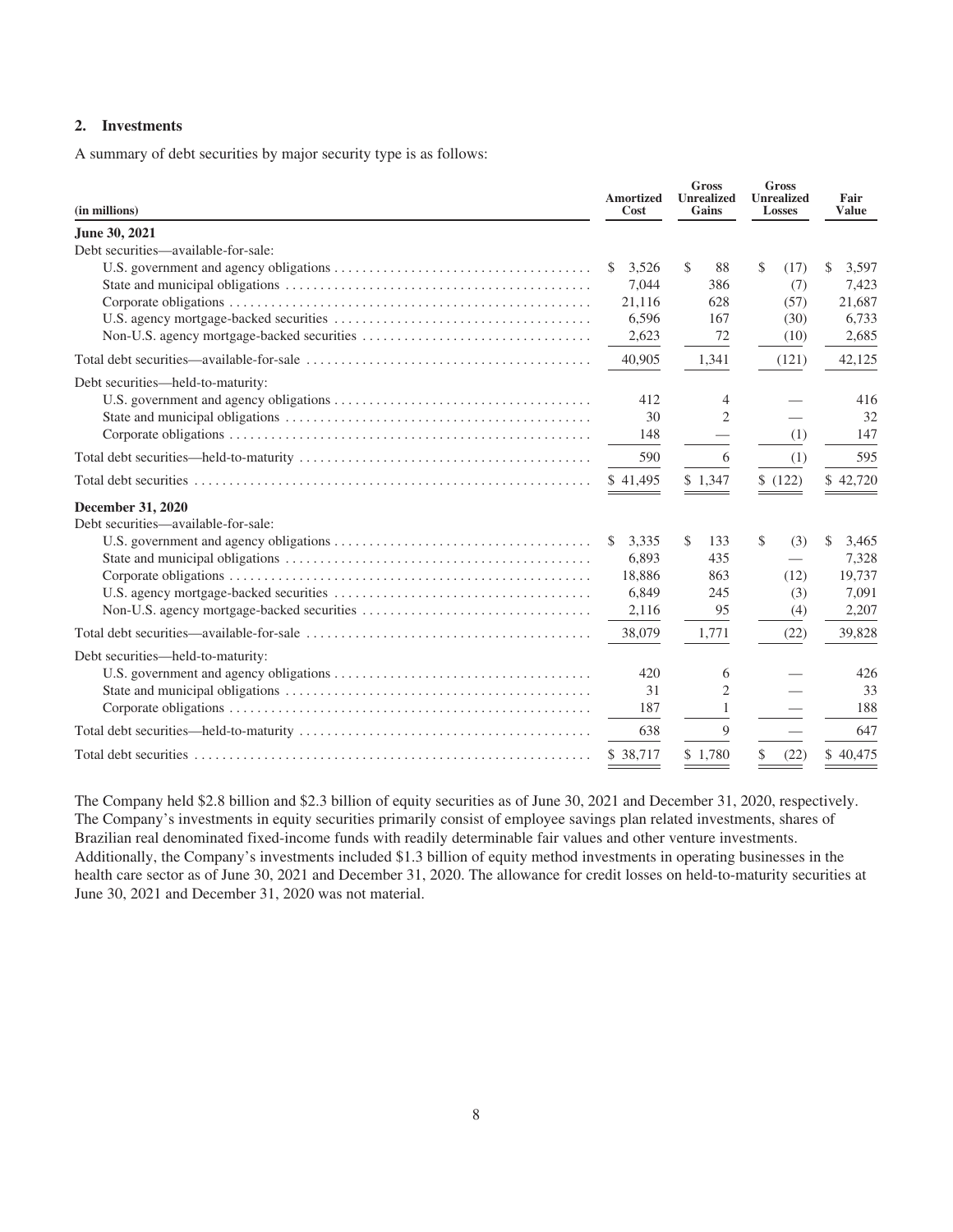## 2. Investments

A summary of debt securities by major security type is as follows:

| (in millions) | Amortized Cost | Gross Unrealized Gains | Gross Unrealized Losses | Fair Value |
|---|---|---|---|---|
| **June 30, 2021** | | | | |
| Debt securities—available-for-sale: | | | | |
| U.S. government and agency obligations | $ 3,526 | $ 88 | $ (17) | $ 3,597 |
| State and municipal obligations | 7,044 | 386 | (7) | 7,423 |
| Corporate obligations | 21,116 | 628 | (57) | 21,687 |
| U.S. agency mortgage-backed securities | 6,596 | 167 | (30) | 6,733 |
| Non-U.S. agency mortgage-backed securities | 2,623 | 72 | (10) | 2,685 |
| Total debt securities—available-for-sale | 40,905 | 1,341 | (121) | 42,125 |
| Debt securities—held-to-maturity: | | | | |
| U.S. government and agency obligations | 412 | 4 | — | 416 |
| State and municipal obligations | 30 | 2 | — | 32 |
| Corporate obligations | 148 | — | (1) | 147 |
| Total debt securities—held-to-maturity | 590 | 6 | (1) | 595 |
| Total debt securities | $ 41,495 | $ 1,347 | $ (122) | $ 42,720 |
| **December 31, 2020** | | | | |
| Debt securities—available-for-sale: | | | | |
| U.S. government and agency obligations | $ 3,335 | $ 133 | $ (3) | $ 3,465 |
| State and municipal obligations | 6,893 | 435 | — | 7,328 |
| Corporate obligations | 18,886 | 863 | (12) | 19,737 |
| U.S. agency mortgage-backed securities | 6,849 | 245 | (3) | 7,091 |
| Non-U.S. agency mortgage-backed securities | 2,116 | 95 | (4) | 2,207 |
| Total debt securities—available-for-sale | 38,079 | 1,771 | (22) | 39,828 |
| Debt securities—held-to-maturity: | | | | |
| U.S. government and agency obligations | 420 | 6 | — | 426 |
| State and municipal obligations | 31 | 2 | — | 33 |
| Corporate obligations | 187 | 1 | — | 188 |
| Total debt securities—held-to-maturity | 638 | 9 | — | 647 |
| Total debt securities | $ 38,717 | $ 1,780 | $ (22) | $ 40,475 |

The Company held $2.8 billion and $2.3 billion of equity securities as of June 30, 2021 and December 31, 2020, respectively. The Company's investments in equity securities primarily consist of employee savings plan related investments, shares of Brazilian real denominated fixed-income funds with readily determinable fair values and other venture investments. Additionally, the Company's investments included $1.3 billion of equity method investments in operating businesses in the health care sector as of June 30, 2021 and December 31, 2020. The allowance for credit losses on held-to-maturity securities at June 30, 2021 and December 31, 2020 was not material.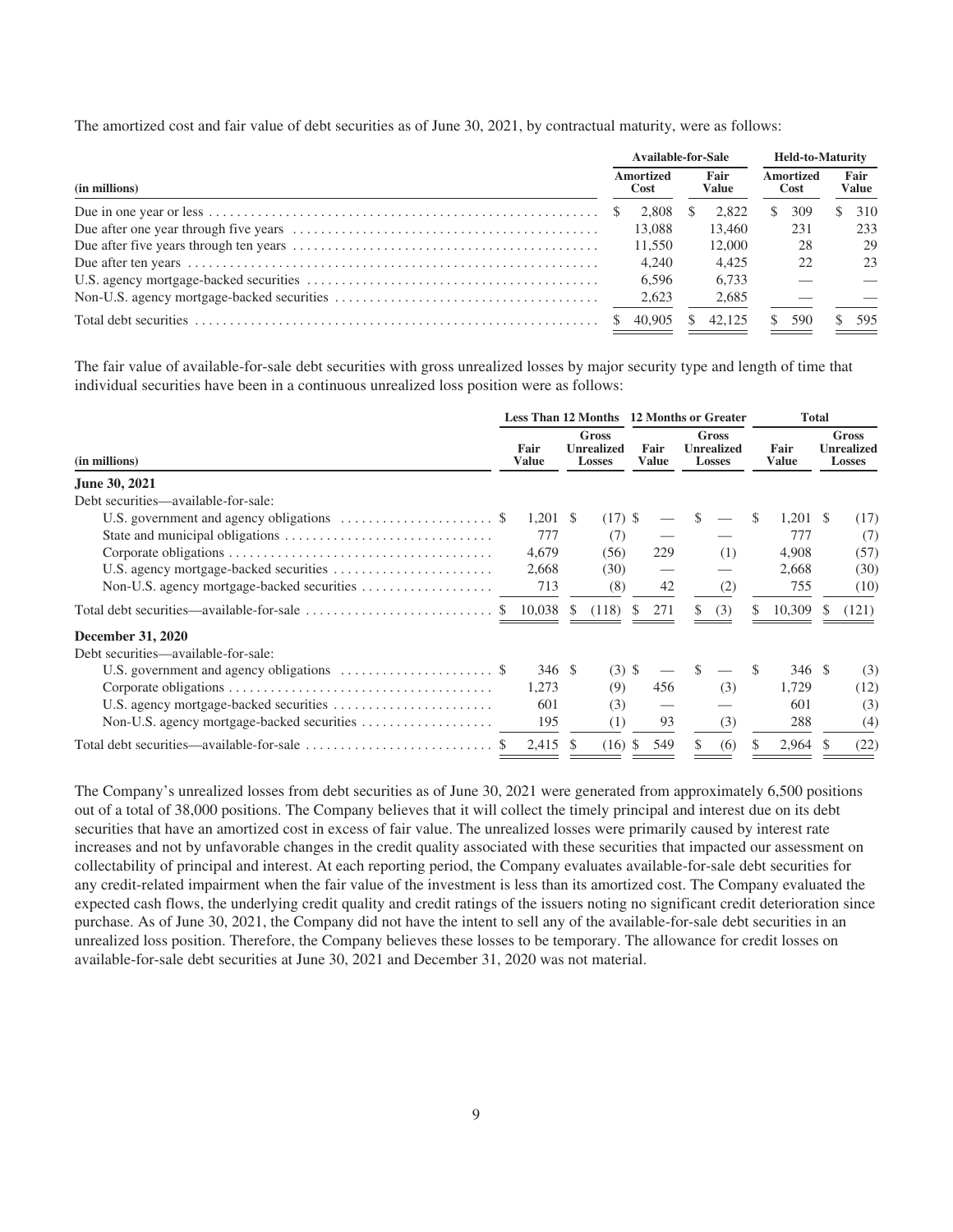The amortized cost and fair value of debt securities as of June 30, 2021, by contractual maturity, were as follows:

| (in millions) | Available-for-Sale | | Held-to-Maturity | |
|---|---|---|---|---|
| | Amortized Cost | Fair Value | Amortized Cost | Fair Value |
| Due in one year or less | $ 2,808 | $ 2,822 | $ 309 | $ 310 |
| Due after one year through five years | 13,088 | 13,460 | 231 | 233 |
| Due after five years through ten years | 11,550 | 12,000 | 28 | 29 |
| Due after ten years | 4,240 | 4,425 | 22 | 23 |
| U.S. agency mortgage-backed securities | 6,596 | 6,733 | — | — |
| Non-U.S. agency mortgage-backed securities | 2,623 | 2,685 | — | — |
| Total debt securities | $ 40,905 | $ 42,125 | $ 590 | $ 595 |

The fair value of available-for-sale debt securities with gross unrealized losses by major security type and length of time that individual securities have been in a continuous unrealized loss position were as follows:

| (in millions) | Less Than 12 Months | | 12 Months or Greater | | Total | |
|---|---|---|---|---|---|---|
| | Fair Value | Gross Unrealized Losses | Fair Value | Gross Unrealized Losses | Fair Value | Gross Unrealized Losses |
| **June 30, 2021** | | | | | | |
| Debt securities—available-for-sale: | | | | | | |
| U.S. government and agency obligations | $ 1,201 | $ (17) | $ — | $ — | $ 1,201 | $ (17) |
| State and municipal obligations | 777 | (7) | — | — | 777 | (7) |
| Corporate obligations | 4,679 | (56) | 229 | (1) | 4,908 | (57) |
| U.S. agency mortgage-backed securities | 2,668 | (30) | — | — | 2,668 | (30) |
| Non-U.S. agency mortgage-backed securities | 713 | (8) | 42 | (2) | 755 | (10) |
| Total debt securities—available-for-sale | $ 10,038 | $ (118) | $ 271 | $ (3) | $ 10,309 | $ (121) |
| **December 31, 2020** | | | | | | |
| Debt securities—available-for-sale: | | | | | | |
| U.S. government and agency obligations | $ 346 | $ (3) | $ — | $ — | $ 346 | $ (3) |
| Corporate obligations | 1,273 | (9) | 456 | (3) | 1,729 | (12) |
| U.S. agency mortgage-backed securities | 601 | (3) | — | — | 601 | (3) |
| Non-U.S. agency mortgage-backed securities | 195 | (1) | 93 | (3) | 288 | (4) |
| Total debt securities—available-for-sale | $ 2,415 | $ (16) | $ 549 | $ (6) | $ 2,964 | $ (22) |

The Company's unrealized losses from debt securities as of June 30, 2021 were generated from approximately 6,500 positions out of a total of 38,000 positions. The Company believes that it will collect the timely principal and interest due on its debt securities that have an amortized cost in excess of fair value. The unrealized losses were primarily caused by interest rate increases and not by unfavorable changes in the credit quality associated with these securities that impacted our assessment on collectability of principal and interest. At each reporting period, the Company evaluates available-for-sale debt securities for any credit-related impairment when the fair value of the investment is less than its amortized cost. The Company evaluated the expected cash flows, the underlying credit quality and credit ratings of the issuers noting no significant credit deterioration since purchase. As of June 30, 2021, the Company did not have the intent to sell any of the available-for-sale debt securities in an unrealized loss position. Therefore, the Company believes these losses to be temporary. The allowance for credit losses on available-for-sale debt securities at June 30, 2021 and December 31, 2020 was not material.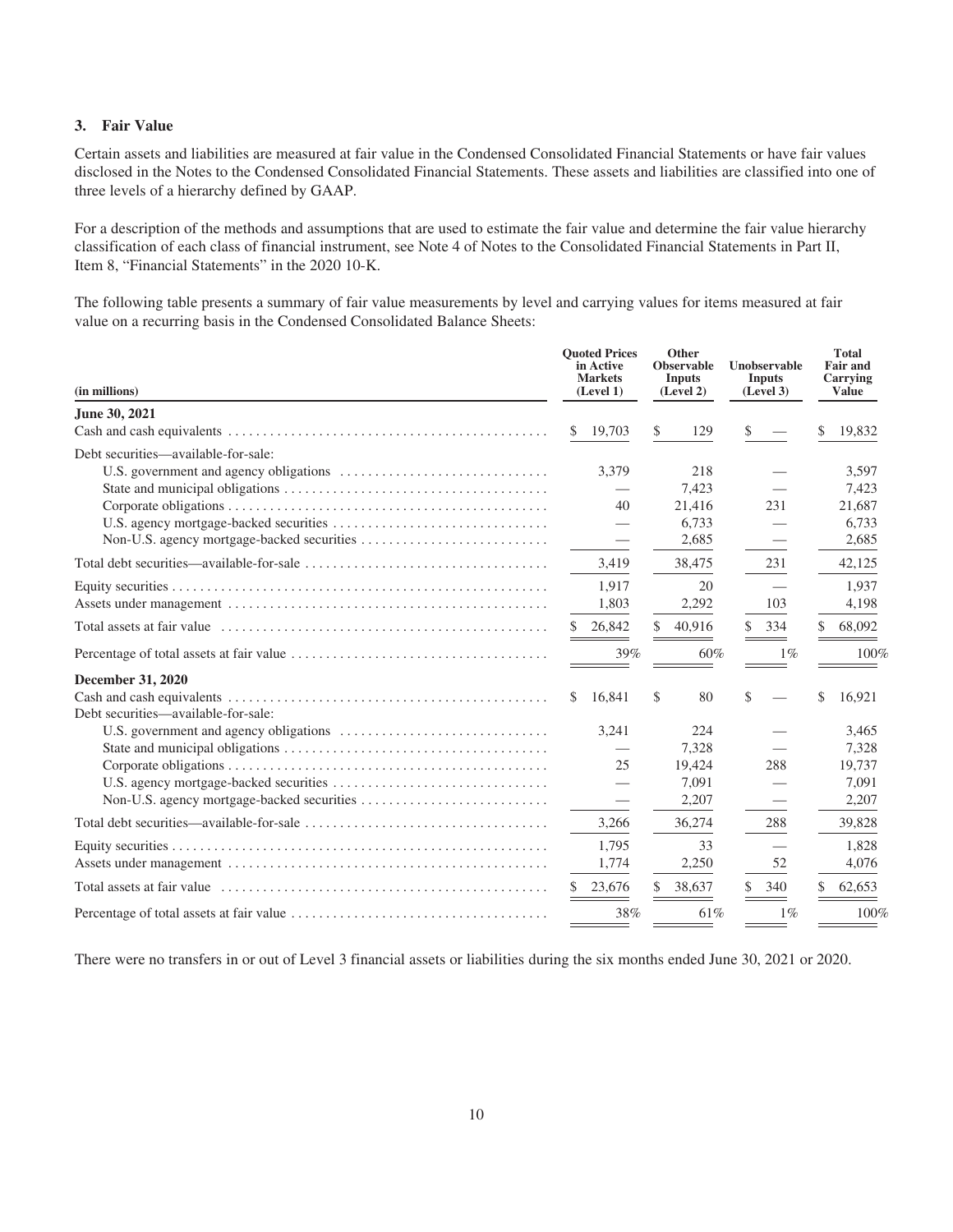### 3. Fair Value

Certain assets and liabilities are measured at fair value in the Condensed Consolidated Financial Statements or have fair values disclosed in the Notes to the Condensed Consolidated Financial Statements. These assets and liabilities are classified into one of three levels of a hierarchy defined by GAAP.

For a description of the methods and assumptions that are used to estimate the fair value and determine the fair value hierarchy classification of each class of financial instrument, see Note 4 of Notes to the Consolidated Financial Statements in Part II, Item 8, "Financial Statements" in the 2020 10-K.

The following table presents a summary of fair value measurements by level and carrying values for items measured at fair value on a recurring basis in the Condensed Consolidated Balance Sheets:

| (in millions) | Quoted Prices in Active Markets (Level 1) | Other Observable Inputs (Level 2) | Unobservable Inputs (Level 3) | Total Fair and Carrying Value |
|---|---|---|---|---|
| **June 30, 2021** | | | | |
| Cash and cash equivalents | $ 19,703 | $ 129 | $ — | $ 19,832 |
| Debt securities—available-for-sale: | | | | |
| U.S. government and agency obligations | 3,379 | 218 | — | 3,597 |
| State and municipal obligations | — | 7,423 | — | 7,423 |
| Corporate obligations | 40 | 21,416 | 231 | 21,687 |
| U.S. agency mortgage-backed securities | — | 6,733 | — | 6,733 |
| Non-U.S. agency mortgage-backed securities | — | 2,685 | — | 2,685 |
| Total debt securities—available-for-sale | 3,419 | 38,475 | 231 | 42,125 |
| Equity securities | 1,917 | 20 | — | 1,937 |
| Assets under management | 1,803 | 2,292 | 103 | 4,198 |
| Total assets at fair value | $ 26,842 | $ 40,916 | $ 334 | $ 68,092 |
| Percentage of total assets at fair value | 39% | 60% | 1% | 100% |
| **December 31, 2020** | | | | |
| Cash and cash equivalents | $ 16,841 | $ 80 | $ — | $ 16,921 |
| Debt securities—available-for-sale: | | | | |
| U.S. government and agency obligations | 3,241 | 224 | — | 3,465 |
| State and municipal obligations | — | 7,328 | — | 7,328 |
| Corporate obligations | 25 | 19,424 | 288 | 19,737 |
| U.S. agency mortgage-backed securities | — | 7,091 | — | 7,091 |
| Non-U.S. agency mortgage-backed securities | — | 2,207 | — | 2,207 |
| Total debt securities—available-for-sale | 3,266 | 36,274 | 288 | 39,828 |
| Equity securities | 1,795 | 33 | — | 1,828 |
| Assets under management | 1,774 | 2,250 | 52 | 4,076 |
| Total assets at fair value | $ 23,676 | $ 38,637 | $ 340 | $ 62,653 |
| Percentage of total assets at fair value | 38% | 61% | 1% | 100% |

There were no transfers in or out of Level 3 financial assets or liabilities during the six months ended June 30, 2021 or 2020.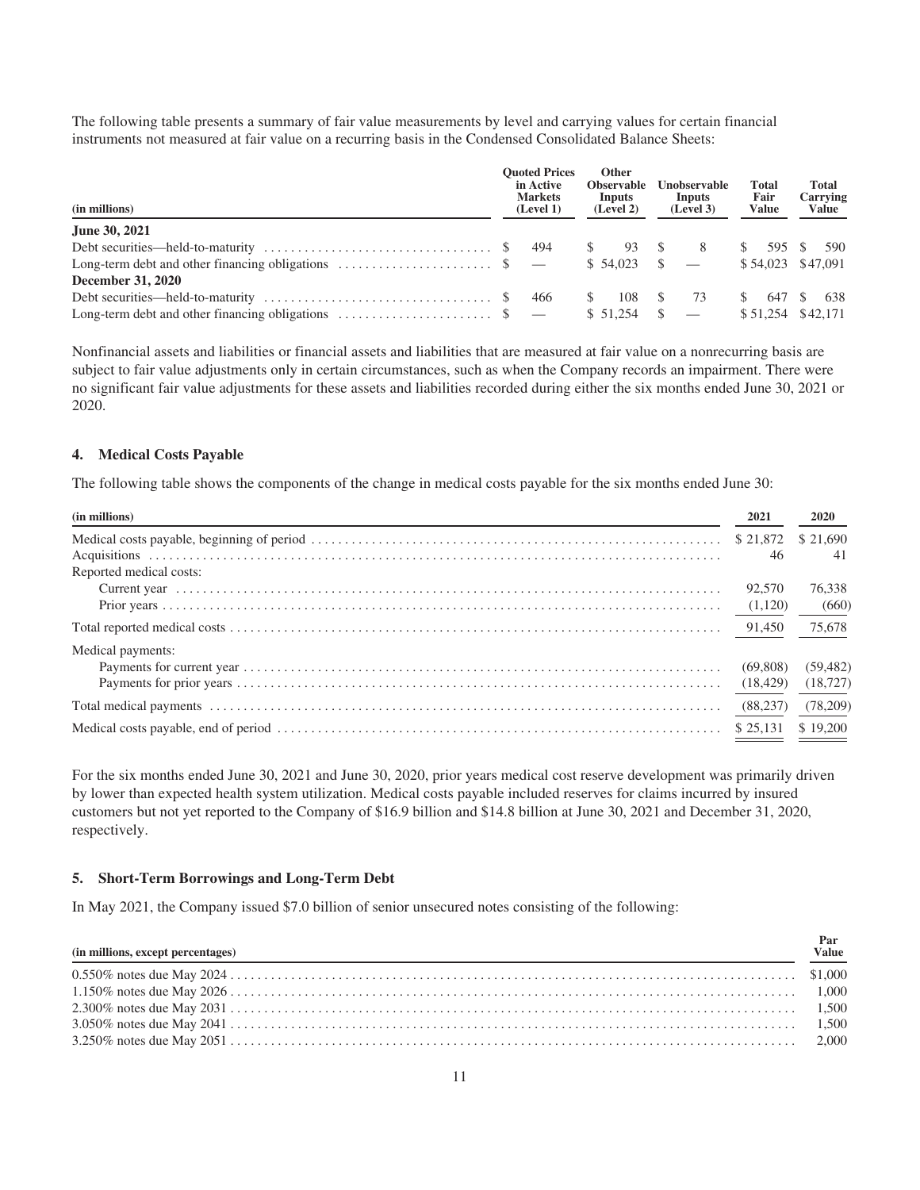The following table presents a summary of fair value measurements by level and carrying values for certain financial instruments not measured at fair value on a recurring basis in the Condensed Consolidated Balance Sheets:

| (in millions) | Quoted Prices in Active Markets (Level 1) | Other Observable Inputs (Level 2) | Unobservable Inputs (Level 3) | Total Fair Value | Total Carrying Value |
|---|---|---|---|---|---|
| **June 30, 2021** | | | | | |
| Debt securities—held-to-maturity | $ 494 | $ 93 | $ 8 | $ 595 | $ 590 |
| Long-term debt and other financing obligations | $ — | $ 54,023 | $ — | $ 54,023 | $ 47,091 |
| **December 31, 2020** | | | | | |
| Debt securities—held-to-maturity | $ 466 | $ 108 | $ 73 | $ 647 | $ 638 |
| Long-term debt and other financing obligations | $ — | $ 51,254 | $ — | $ 51,254 | $ 42,171 |

Nonfinancial assets and liabilities or financial assets and liabilities that are measured at fair value on a nonrecurring basis are subject to fair value adjustments only in certain circumstances, such as when the Company records an impairment. There were no significant fair value adjustments for these assets and liabilities recorded during either the six months ended June 30, 2021 or 2020.

## 4. Medical Costs Payable

The following table shows the components of the change in medical costs payable for the six months ended June 30:

| (in millions) | 2021 | 2020 |
|---|---|---|
| Medical costs payable, beginning of period | $ 21,872 | $ 21,690 |
| Acquisitions | 46 | 41 |
| Reported medical costs: | | |
| Current year | 92,570 | 76,338 |
| Prior years | (1,120) | (660) |
| Total reported medical costs | 91,450 | 75,678 |
| Medical payments: | | |
| Payments for current year | (69,808) | (59,482) |
| Payments for prior years | (18,429) | (18,727) |
| Total medical payments | (88,237) | (78,209) |
| Medical costs payable, end of period | $ 25,131 | $ 19,200 |

For the six months ended June 30, 2021 and June 30, 2020, prior years medical cost reserve development was primarily driven by lower than expected health system utilization. Medical costs payable included reserves for claims incurred by insured customers but not yet reported to the Company of $16.9 billion and $14.8 billion at June 30, 2021 and December 31, 2020, respectively.

## 5. Short-Term Borrowings and Long-Term Debt

In May 2021, the Company issued $7.0 billion of senior unsecured notes consisting of the following:

| (in millions, except percentages) | Par Value |
|---|---|
| 0.550% notes due May 2024 | $1,000 |
| 1.150% notes due May 2026 | 1,000 |
| 2.300% notes due May 2031 | 1,500 |
| 3.050% notes due May 2041 | 1,500 |
| 3.250% notes due May 2051 | 2,000 |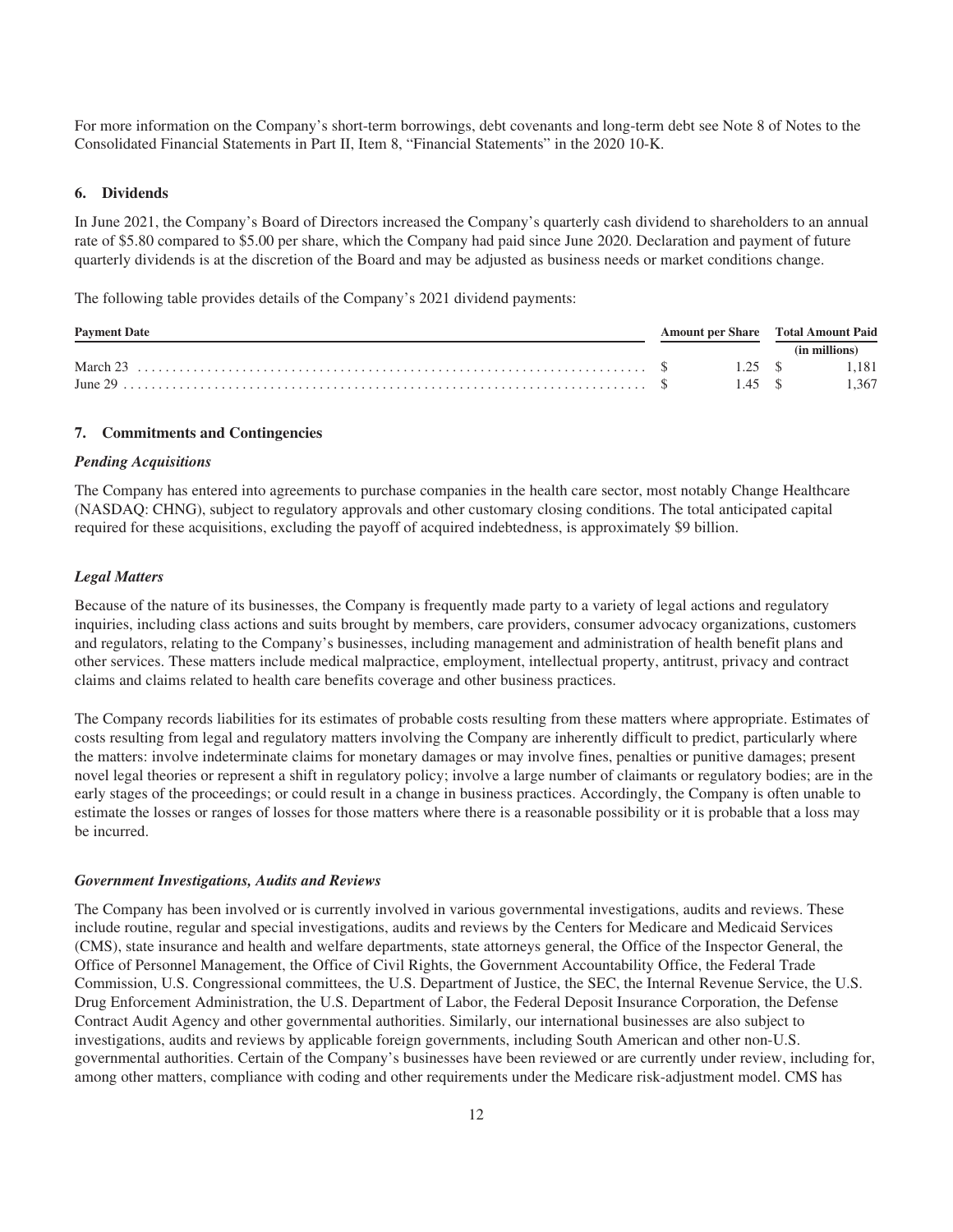For more information on the Company's short-term borrowings, debt covenants and long-term debt see Note 8 of Notes to the Consolidated Financial Statements in Part II, Item 8, "Financial Statements" in the 2020 10-K.

## 6. Dividends

In June 2021, the Company's Board of Directors increased the Company's quarterly cash dividend to shareholders to an annual rate of $5.80 compared to $5.00 per share, which the Company had paid since June 2020. Declaration and payment of future quarterly dividends is at the discretion of the Board and may be adjusted as business needs or market conditions change.

The following table provides details of the Company's 2021 dividend payments:

| Payment Date | Amount per Share | Total Amount Paid |
|---|---|---|
| | | (in millions) |
| March 23 | $ 1.25 | $ 1,181 |
| June 29 | $ 1.45 | $ 1,367 |

## 7. Commitments and Contingencies

### *Pending Acquisitions*

The Company has entered into agreements to purchase companies in the health care sector, most notably Change Healthcare (NASDAQ: CHNG), subject to regulatory approvals and other customary closing conditions. The total anticipated capital required for these acquisitions, excluding the payoff of acquired indebtedness, is approximately $9 billion.

### *Legal Matters*

Because of the nature of its businesses, the Company is frequently made party to a variety of legal actions and regulatory inquiries, including class actions and suits brought by members, care providers, consumer advocacy organizations, customers and regulators, relating to the Company's businesses, including management and administration of health benefit plans and other services. These matters include medical malpractice, employment, intellectual property, antitrust, privacy and contract claims and claims related to health care benefits coverage and other business practices.

The Company records liabilities for its estimates of probable costs resulting from these matters where appropriate. Estimates of costs resulting from legal and regulatory matters involving the Company are inherently difficult to predict, particularly where the matters: involve indeterminate claims for monetary damages or may involve fines, penalties or punitive damages; present novel legal theories or represent a shift in regulatory policy; involve a large number of claimants or regulatory bodies; are in the early stages of the proceedings; or could result in a change in business practices. Accordingly, the Company is often unable to estimate the losses or ranges of losses for those matters where there is a reasonable possibility or it is probable that a loss may be incurred.

### *Government Investigations, Audits and Reviews*

The Company has been involved or is currently involved in various governmental investigations, audits and reviews. These include routine, regular and special investigations, audits and reviews by the Centers for Medicare and Medicaid Services (CMS), state insurance and health and welfare departments, state attorneys general, the Office of the Inspector General, the Office of Personnel Management, the Office of Civil Rights, the Government Accountability Office, the Federal Trade Commission, U.S. Congressional committees, the U.S. Department of Justice, the SEC, the Internal Revenue Service, the U.S. Drug Enforcement Administration, the U.S. Department of Labor, the Federal Deposit Insurance Corporation, the Defense Contract Audit Agency and other governmental authorities. Similarly, our international businesses are also subject to investigations, audits and reviews by applicable foreign governments, including South American and other non-U.S. governmental authorities. Certain of the Company's businesses have been reviewed or are currently under review, including for, among other matters, compliance with coding and other requirements under the Medicare risk-adjustment model. CMS has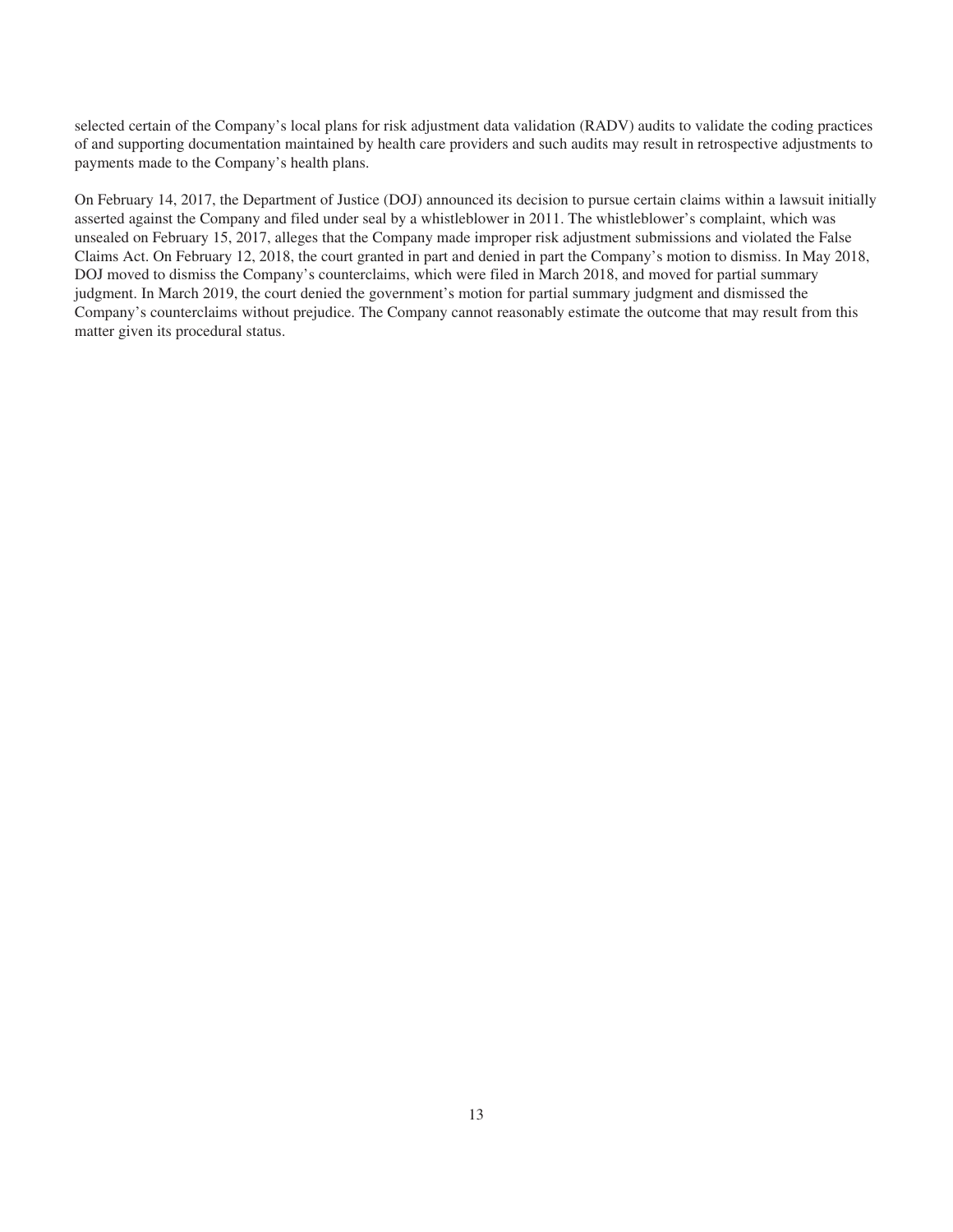selected certain of the Company's local plans for risk adjustment data validation (RADV) audits to validate the coding practices of and supporting documentation maintained by health care providers and such audits may result in retrospective adjustments to payments made to the Company's health plans.

On February 14, 2017, the Department of Justice (DOJ) announced its decision to pursue certain claims within a lawsuit initially asserted against the Company and filed under seal by a whistleblower in 2011. The whistleblower's complaint, which was unsealed on February 15, 2017, alleges that the Company made improper risk adjustment submissions and violated the False Claims Act. On February 12, 2018, the court granted in part and denied in part the Company's motion to dismiss. In May 2018, DOJ moved to dismiss the Company's counterclaims, which were filed in March 2018, and moved for partial summary judgment. In March 2019, the court denied the government's motion for partial summary judgment and dismissed the Company's counterclaims without prejudice. The Company cannot reasonably estimate the outcome that may result from this matter given its procedural status.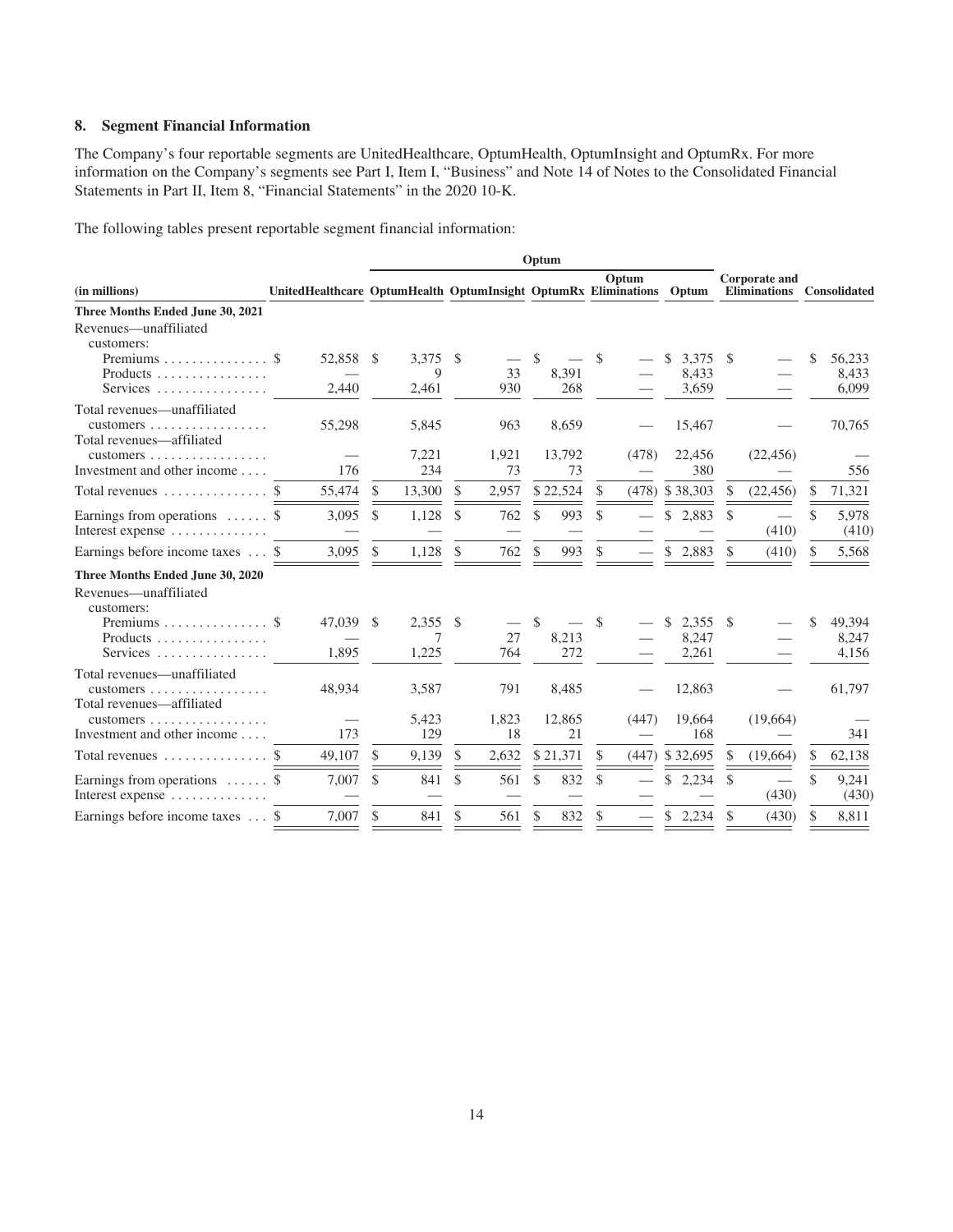## 8. Segment Financial Information

The Company's four reportable segments are UnitedHealthcare, OptumHealth, OptumInsight and OptumRx. For more information on the Company's segments see Part I, Item I, "Business" and Note 14 of Notes to the Consolidated Financial Statements in Part II, Item 8, "Financial Statements" in the 2020 10-K.

The following tables present reportable segment financial information:

| (in millions) | UnitedHealthcare | Optum | | | | | Corporate and Eliminations | Consolidated |
|---|---|---|---|---|---|---|---|---|
| | | OptumHealth | OptumInsight | OptumRx | Optum Eliminations | Optum | | |
| **Three Months Ended June 30, 2021** | | | | | | | | |
| Revenues—unaffiliated customers: | | | | | | | | |
| Premiums | $ 52,858 | $ 3,375 | $ — | $ — | $ — | $ 3,375 | $ — | $ 56,233 |
| Products | — | 9 | 33 | 8,391 | — | 8,433 | — | 8,433 |
| Services | 2,440 | 2,461 | 930 | 268 | — | 3,659 | — | 6,099 |
| Total revenues—unaffiliated customers | 55,298 | 5,845 | 963 | 8,659 | — | 15,467 | — | 70,765 |
| Total revenues—affiliated customers | — | 7,221 | 1,921 | 13,792 | (478) | 22,456 | (22,456) | — |
| Investment and other income | 176 | 234 | 73 | 73 | — | 380 | — | 556 |
| Total revenues | $ 55,474 | $ 13,300 | $ 2,957 | $ 22,524 | $ (478) | $ 38,303 | $ (22,456) | $ 71,321 |
| Earnings from operations | $ 3,095 | $ 1,128 | $ 762 | $ 993 | $ — | $ 2,883 | $ — | $ 5,978 |
| Interest expense | — | — | — | — | — | — | (410) | (410) |
| Earnings before income taxes | $ 3,095 | $ 1,128 | $ 762 | $ 993 | $ — | $ 2,883 | $ (410) | $ 5,568 |
| **Three Months Ended June 30, 2020** | | | | | | | | |
| Revenues—unaffiliated customers: | | | | | | | | |
| Premiums | $ 47,039 | $ 2,355 | $ — | $ — | $ — | $ 2,355 | $ — | $ 49,394 |
| Products | — | 7 | 27 | 8,213 | — | 8,247 | — | 8,247 |
| Services | 1,895 | 1,225 | 764 | 272 | — | 2,261 | — | 4,156 |
| Total revenues—unaffiliated customers | 48,934 | 3,587 | 791 | 8,485 | — | 12,863 | — | 61,797 |
| Total revenues—affiliated customers | — | 5,423 | 1,823 | 12,865 | (447) | 19,664 | (19,664) | — |
| Investment and other income | 173 | 129 | 18 | 21 | — | 168 | — | 341 |
| Total revenues | $ 49,107 | $ 9,139 | $ 2,632 | $ 21,371 | $ (447) | $ 32,695 | $ (19,664) | $ 62,138 |
| Earnings from operations | $ 7,007 | $ 841 | $ 561 | $ 832 | $ — | $ 2,234 | $ — | $ 9,241 |
| Interest expense | — | — | — | — | — | — | (430) | (430) |
| Earnings before income taxes | $ 7,007 | $ 841 | $ 561 | $ 832 | $ — | $ 2,234 | $ (430) | $ 8,811 |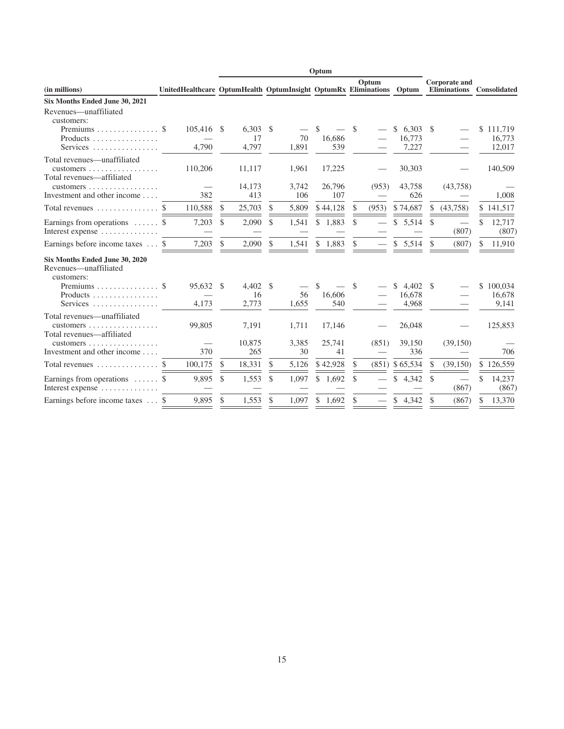| (in millions) | UnitedHealthcare | Optum | | | | | Corporate and Eliminations | Consolidated |
|---|---|---|---|---|---|---|---|---|
| | | OptumHealth | OptumInsight | OptumRx | Optum Eliminations | Optum | | |
| **Six Months Ended June 30, 2021** | | | | | | | | |
| Revenues—unaffiliated customers: | | | | | | | | |
| Premiums | $ 105,416 | $ 6,303 | $ — | $ — | $ — | $ 6,303 | $ — | $ 111,719 |
| Products | — | 17 | 70 | 16,686 | — | 16,773 | — | 16,773 |
| Services | 4,790 | 4,797 | 1,891 | 539 | — | 7,227 | — | 12,017 |
| Total revenues—unaffiliated customers | 110,206 | 11,117 | 1,961 | 17,225 | — | 30,303 | — | 140,509 |
| Total revenues—affiliated customers | — | 14,173 | 3,742 | 26,796 | (953) | 43,758 | (43,758) | — |
| Investment and other income | 382 | 413 | 106 | 107 | — | 626 | — | 1,008 |
| Total revenues | $ 110,588 | $ 25,703 | $ 5,809 | $ 44,128 | $ (953) | $ 74,687 | $ (43,758) | $ 141,517 |
| Earnings from operations | $ 7,203 | $ 2,090 | $ 1,541 | $ 1,883 | $ — | $ 5,514 | $ — | $ 12,717 |
| Interest expense | — | — | — | — | — | — | (807) | (807) |
| Earnings before income taxes | $ 7,203 | $ 2,090 | $ 1,541 | $ 1,883 | $ — | $ 5,514 | $ (807) | $ 11,910 |
| **Six Months Ended June 30, 2020** | | | | | | | | |
| Revenues—unaffiliated customers: | | | | | | | | |
| Premiums | $ 95,632 | $ 4,402 | $ — | $ — | $ — | $ 4,402 | $ — | $ 100,034 |
| Products | — | 16 | 56 | 16,606 | — | 16,678 | — | 16,678 |
| Services | 4,173 | 2,773 | 1,655 | 540 | — | 4,968 | — | 9,141 |
| Total revenues—unaffiliated customers | 99,805 | 7,191 | 1,711 | 17,146 | — | 26,048 | — | 125,853 |
| Total revenues—affiliated customers | — | 10,875 | 3,385 | 25,741 | (851) | 39,150 | (39,150) | — |
| Investment and other income | 370 | 265 | 30 | 41 | — | 336 | — | 706 |
| Total revenues | $ 100,175 | $ 18,331 | $ 5,126 | $ 42,928 | $ (851) | $ 65,534 | $ (39,150) | $ 126,559 |
| Earnings from operations | $ 9,895 | $ 1,553 | $ 1,097 | $ 1,692 | $ — | $ 4,342 | $ — | $ 14,237 |
| Interest expense | — | — | — | — | — | — | (867) | (867) |
| Earnings before income taxes | $ 9,895 | $ 1,553 | $ 1,097 | $ 1,692 | $ — | $ 4,342 | $ (867) | $ 13,370 |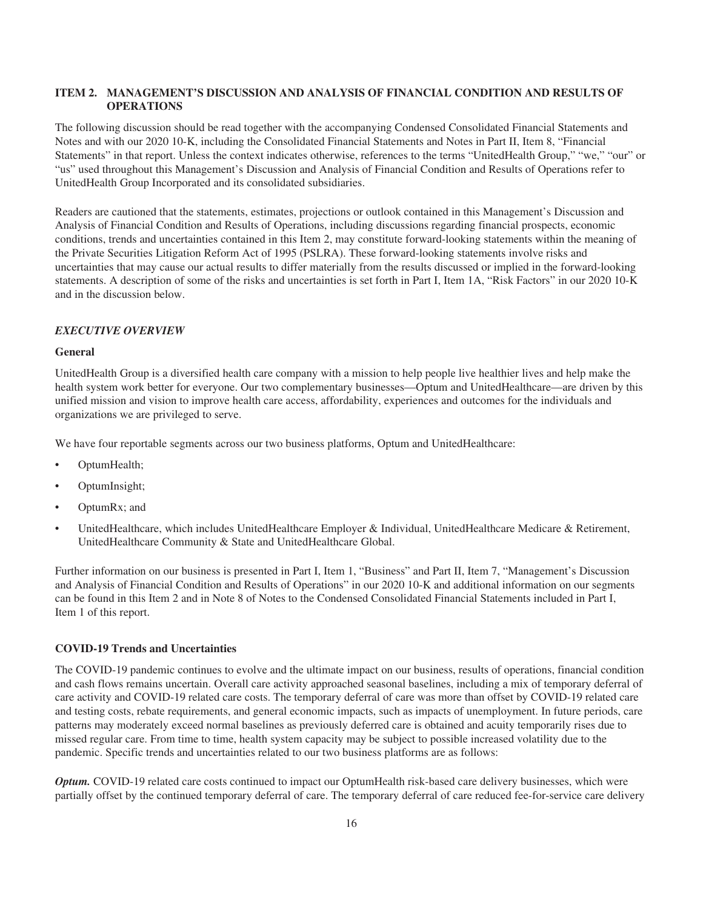## ITEM 2. MANAGEMENT'S DISCUSSION AND ANALYSIS OF FINANCIAL CONDITION AND RESULTS OF OPERATIONS

The following discussion should be read together with the accompanying Condensed Consolidated Financial Statements and Notes and with our 2020 10-K, including the Consolidated Financial Statements and Notes in Part II, Item 8, "Financial Statements" in that report. Unless the context indicates otherwise, references to the terms "UnitedHealth Group," "we," "our" or "us" used throughout this Management's Discussion and Analysis of Financial Condition and Results of Operations refer to UnitedHealth Group Incorporated and its consolidated subsidiaries.

Readers are cautioned that the statements, estimates, projections or outlook contained in this Management's Discussion and Analysis of Financial Condition and Results of Operations, including discussions regarding financial prospects, economic conditions, trends and uncertainties contained in this Item 2, may constitute forward-looking statements within the meaning of the Private Securities Litigation Reform Act of 1995 (PSLRA). These forward-looking statements involve risks and uncertainties that may cause our actual results to differ materially from the results discussed or implied in the forward-looking statements. A description of some of the risks and uncertainties is set forth in Part I, Item 1A, "Risk Factors" in our 2020 10-K and in the discussion below.

### *EXECUTIVE OVERVIEW*

#### General

UnitedHealth Group is a diversified health care company with a mission to help people live healthier lives and help make the health system work better for everyone. Our two complementary businesses—Optum and UnitedHealthcare—are driven by this unified mission and vision to improve health care access, affordability, experiences and outcomes for the individuals and organizations we are privileged to serve.

We have four reportable segments across our two business platforms, Optum and UnitedHealthcare:

- OptumHealth;
- OptumInsight;
- OptumRx; and
- UnitedHealthcare, which includes UnitedHealthcare Employer & Individual, UnitedHealthcare Medicare & Retirement, UnitedHealthcare Community & State and UnitedHealthcare Global.

Further information on our business is presented in Part I, Item 1, "Business" and Part II, Item 7, "Management's Discussion and Analysis of Financial Condition and Results of Operations" in our 2020 10-K and additional information on our segments can be found in this Item 2 and in Note 8 of Notes to the Condensed Consolidated Financial Statements included in Part I, Item 1 of this report.

#### COVID-19 Trends and Uncertainties

The COVID-19 pandemic continues to evolve and the ultimate impact on our business, results of operations, financial condition and cash flows remains uncertain. Overall care activity approached seasonal baselines, including a mix of temporary deferral of care activity and COVID-19 related care costs. The temporary deferral of care was more than offset by COVID-19 related care and testing costs, rebate requirements, and general economic impacts, such as impacts of unemployment. In future periods, care patterns may moderately exceed normal baselines as previously deferred care is obtained and acuity temporarily rises due to missed regular care. From time to time, health system capacity may be subject to possible increased volatility due to the pandemic. Specific trends and uncertainties related to our two business platforms are as follows:

***Optum.*** COVID-19 related care costs continued to impact our OptumHealth risk-based care delivery businesses, which were partially offset by the continued temporary deferral of care. The temporary deferral of care reduced fee-for-service care delivery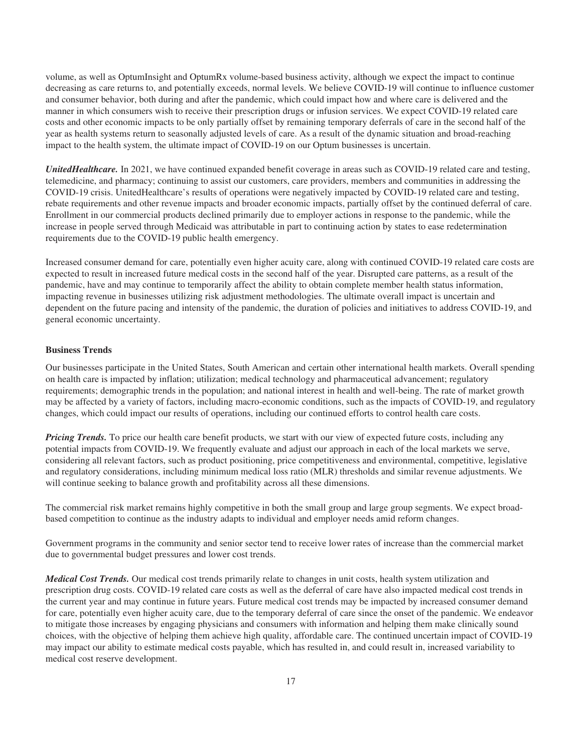volume, as well as OptumInsight and OptumRx volume-based business activity, although we expect the impact to continue decreasing as care returns to, and potentially exceeds, normal levels. We believe COVID-19 will continue to influence customer and consumer behavior, both during and after the pandemic, which could impact how and where care is delivered and the manner in which consumers wish to receive their prescription drugs or infusion services. We expect COVID-19 related care costs and other economic impacts to be only partially offset by remaining temporary deferrals of care in the second half of the year as health systems return to seasonally adjusted levels of care. As a result of the dynamic situation and broad-reaching impact to the health system, the ultimate impact of COVID-19 on our Optum businesses is uncertain.

***UnitedHealthcare.*** In 2021, we have continued expanded benefit coverage in areas such as COVID-19 related care and testing, telemedicine, and pharmacy; continuing to assist our customers, care providers, members and communities in addressing the COVID-19 crisis. UnitedHealthcare's results of operations were negatively impacted by COVID-19 related care and testing, rebate requirements and other revenue impacts and broader economic impacts, partially offset by the continued deferral of care. Enrollment in our commercial products declined primarily due to employer actions in response to the pandemic, while the increase in people served through Medicaid was attributable in part to continuing action by states to ease redetermination requirements due to the COVID-19 public health emergency.

Increased consumer demand for care, potentially even higher acuity care, along with continued COVID-19 related care costs are expected to result in increased future medical costs in the second half of the year. Disrupted care patterns, as a result of the pandemic, have and may continue to temporarily affect the ability to obtain complete member health status information, impacting revenue in businesses utilizing risk adjustment methodologies. The ultimate overall impact is uncertain and dependent on the future pacing and intensity of the pandemic, the duration of policies and initiatives to address COVID-19, and general economic uncertainty.

**Business Trends**

Our businesses participate in the United States, South American and certain other international health markets. Overall spending on health care is impacted by inflation; utilization; medical technology and pharmaceutical advancement; regulatory requirements; demographic trends in the population; and national interest in health and well-being. The rate of market growth may be affected by a variety of factors, including macro-economic conditions, such as the impacts of COVID-19, and regulatory changes, which could impact our results of operations, including our continued efforts to control health care costs.

***Pricing Trends.*** To price our health care benefit products, we start with our view of expected future costs, including any potential impacts from COVID-19. We frequently evaluate and adjust our approach in each of the local markets we serve, considering all relevant factors, such as product positioning, price competitiveness and environmental, competitive, legislative and regulatory considerations, including minimum medical loss ratio (MLR) thresholds and similar revenue adjustments. We will continue seeking to balance growth and profitability across all these dimensions.

The commercial risk market remains highly competitive in both the small group and large group segments. We expect broad-based competition to continue as the industry adapts to individual and employer needs amid reform changes.

Government programs in the community and senior sector tend to receive lower rates of increase than the commercial market due to governmental budget pressures and lower cost trends.

***Medical Cost Trends.*** Our medical cost trends primarily relate to changes in unit costs, health system utilization and prescription drug costs. COVID-19 related care costs as well as the deferral of care have also impacted medical cost trends in the current year and may continue in future years. Future medical cost trends may be impacted by increased consumer demand for care, potentially even higher acuity care, due to the temporary deferral of care since the onset of the pandemic. We endeavor to mitigate those increases by engaging physicians and consumers with information and helping them make clinically sound choices, with the objective of helping them achieve high quality, affordable care. The continued uncertain impact of COVID-19 may impact our ability to estimate medical costs payable, which has resulted in, and could result in, increased variability to medical cost reserve development.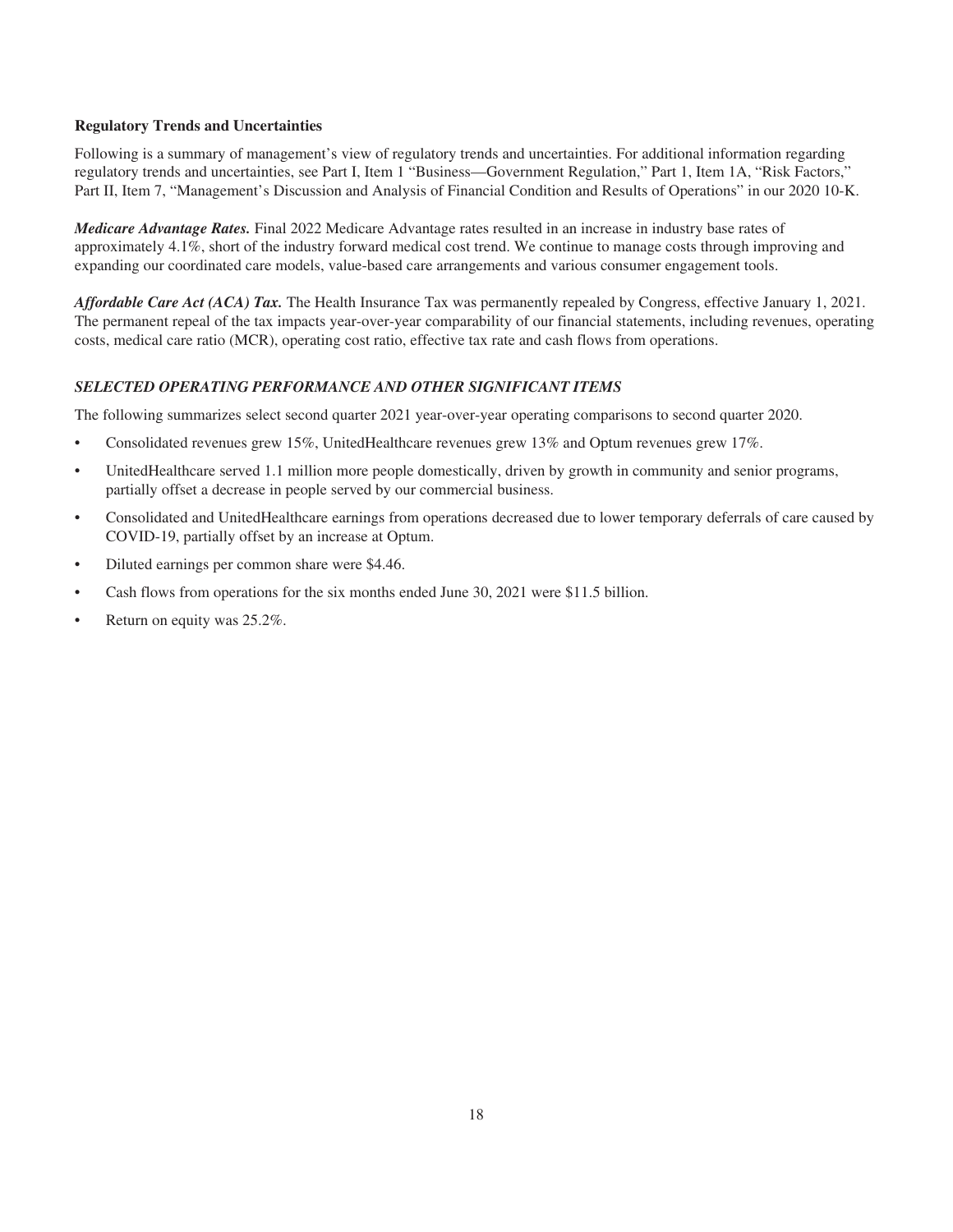**Regulatory Trends and Uncertainties**

Following is a summary of management's view of regulatory trends and uncertainties. For additional information regarding regulatory trends and uncertainties, see Part I, Item 1 "Business—Government Regulation," Part 1, Item 1A, "Risk Factors," Part II, Item 7, "Management's Discussion and Analysis of Financial Condition and Results of Operations" in our 2020 10-K.

***Medicare Advantage Rates.*** Final 2022 Medicare Advantage rates resulted in an increase in industry base rates of approximately 4.1%, short of the industry forward medical cost trend. We continue to manage costs through improving and expanding our coordinated care models, value-based care arrangements and various consumer engagement tools.

***Affordable Care Act (ACA) Tax.*** The Health Insurance Tax was permanently repealed by Congress, effective January 1, 2021. The permanent repeal of the tax impacts year-over-year comparability of our financial statements, including revenues, operating costs, medical care ratio (MCR), operating cost ratio, effective tax rate and cash flows from operations.

### *SELECTED OPERATING PERFORMANCE AND OTHER SIGNIFICANT ITEMS*

The following summarizes select second quarter 2021 year-over-year operating comparisons to second quarter 2020.

- Consolidated revenues grew 15%, UnitedHealthcare revenues grew 13% and Optum revenues grew 17%.
- UnitedHealthcare served 1.1 million more people domestically, driven by growth in community and senior programs, partially offset a decrease in people served by our commercial business.
- Consolidated and UnitedHealthcare earnings from operations decreased due to lower temporary deferrals of care caused by COVID-19, partially offset by an increase at Optum.
- Diluted earnings per common share were $4.46.
- Cash flows from operations for the six months ended June 30, 2021 were $11.5 billion.
- Return on equity was 25.2%.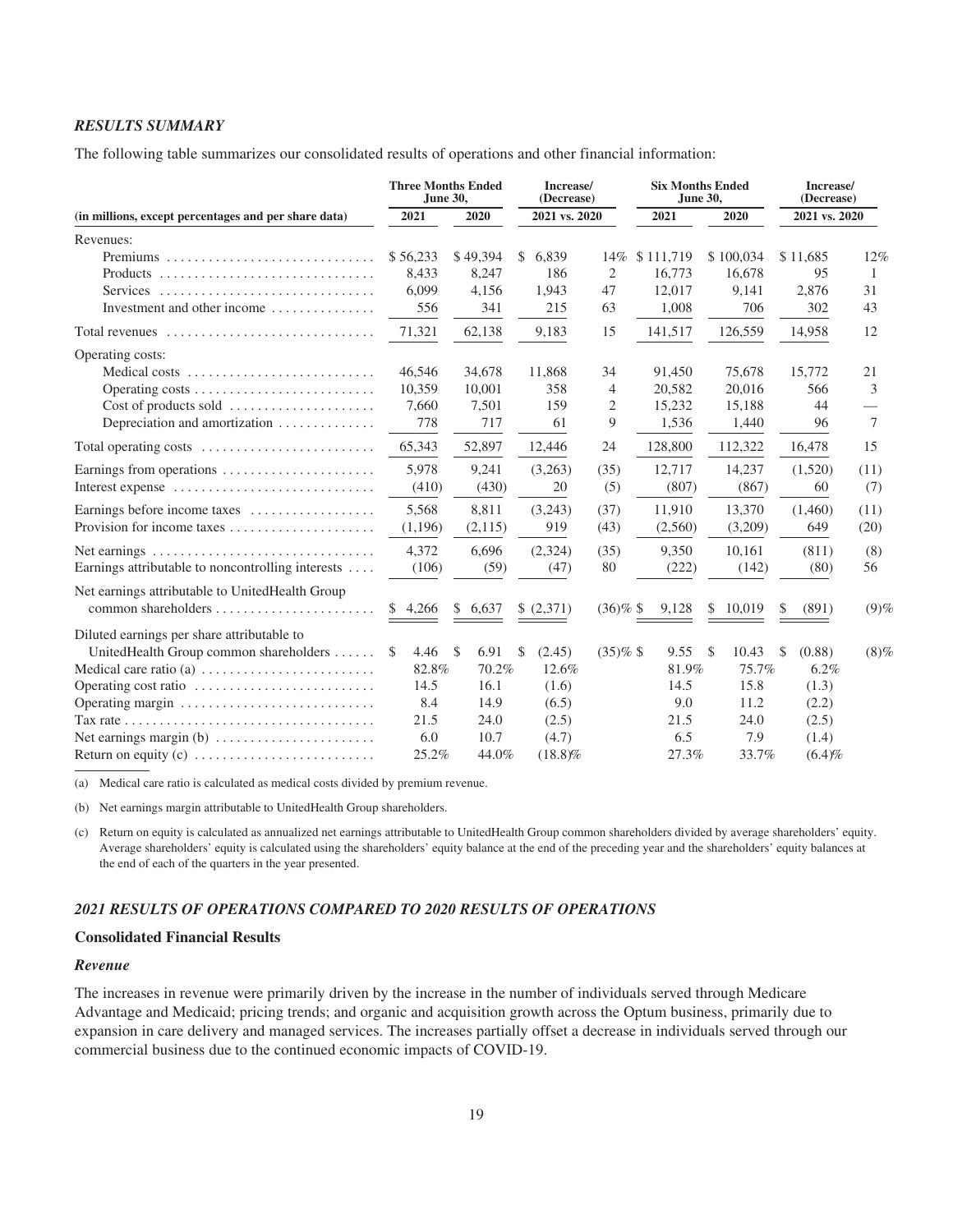### *RESULTS SUMMARY*

The following table summarizes our consolidated results of operations and other financial information:

| (in millions, except percentages and per share data) | Three Months Ended June 30, 2021 | Three Months Ended June 30, 2020 | Increase/(Decrease) 2021 vs. 2020 | | Six Months Ended June 30, 2021 | Six Months Ended June 30, 2020 | Increase/(Decrease) 2021 vs. 2020 | |
|---|---|---|---|---|---|---|---|---|
| Revenues: | | | | | | | | |
| Premiums | $ 56,233 | $ 49,394 | $ 6,839 | 14% | $ 111,719 | $ 100,034 | $ 11,685 | 12% |
| Products | 8,433 | 8,247 | 186 | 2 | 16,773 | 16,678 | 95 | 1 |
| Services | 6,099 | 4,156 | 1,943 | 47 | 12,017 | 9,141 | 2,876 | 31 |
| Investment and other income | 556 | 341 | 215 | 63 | 1,008 | 706 | 302 | 43 |
| Total revenues | 71,321 | 62,138 | 9,183 | 15 | 141,517 | 126,559 | 14,958 | 12 |
| Operating costs: | | | | | | | | |
| Medical costs | 46,546 | 34,678 | 11,868 | 34 | 91,450 | 75,678 | 15,772 | 21 |
| Operating costs | 10,359 | 10,001 | 358 | 4 | 20,582 | 20,016 | 566 | 3 |
| Cost of products sold | 7,660 | 7,501 | 159 | 2 | 15,232 | 15,188 | 44 | — |
| Depreciation and amortization | 778 | 717 | 61 | 9 | 1,536 | 1,440 | 96 | 7 |
| Total operating costs | 65,343 | 52,897 | 12,446 | 24 | 128,800 | 112,322 | 16,478 | 15 |
| Earnings from operations | 5,978 | 9,241 | (3,263) | (35) | 12,717 | 14,237 | (1,520) | (11) |
| Interest expense | (410) | (430) | 20 | (5) | (807) | (867) | 60 | (7) |
| Earnings before income taxes | 5,568 | 8,811 | (3,243) | (37) | 11,910 | 13,370 | (1,460) | (11) |
| Provision for income taxes | (1,196) | (2,115) | 919 | (43) | (2,560) | (3,209) | 649 | (20) |
| Net earnings | 4,372 | 6,696 | (2,324) | (35) | 9,350 | 10,161 | (811) | (8) |
| Earnings attributable to noncontrolling interests | (106) | (59) | (47) | 80 | (222) | (142) | (80) | 56 |
| Net earnings attributable to UnitedHealth Group common shareholders | $ 4,266 | $ 6,637 | $ (2,371) | (36)% | $ 9,128 | $ 10,019 | $ (891) | (9)% |
| Diluted earnings per share attributable to UnitedHealth Group common shareholders | $ 4.46 | $ 6.91 | $ (2.45) | (35)% | $ 9.55 | $ 10.43 | $ (0.88) | (8)% |
| Medical care ratio (a) | 82.8% | 70.2% | 12.6% | | 81.9% | 75.7% | 6.2% | |
| Operating cost ratio | 14.5 | 16.1 | (1.6) | | 14.5 | 15.8 | (1.3) | |
| Operating margin | 8.4 | 14.9 | (6.5) | | 9.0 | 11.2 | (2.2) | |
| Tax rate | 21.5 | 24.0 | (2.5) | | 21.5 | 24.0 | (2.5) | |
| Net earnings margin (b) | 6.0 | 10.7 | (4.7) | | 6.5 | 7.9 | (1.4) | |
| Return on equity (c) | 25.2% | 44.0% | (18.8)% | | 27.3% | 33.7% | (6.4)% | |

(a) Medical care ratio is calculated as medical costs divided by premium revenue.

(b) Net earnings margin attributable to UnitedHealth Group shareholders.

(c) Return on equity is calculated as annualized net earnings attributable to UnitedHealth Group common shareholders divided by average shareholders' equity. Average shareholders' equity is calculated using the shareholders' equity balance at the end of the preceding year and the shareholders' equity balances at the end of each of the quarters in the year presented.

### *2021 RESULTS OF OPERATIONS COMPARED TO 2020 RESULTS OF OPERATIONS*

**Consolidated Financial Results**

***Revenue***

The increases in revenue were primarily driven by the increase in the number of individuals served through Medicare Advantage and Medicaid; pricing trends; and organic and acquisition growth across the Optum business, primarily due to expansion in care delivery and managed services. The increases partially offset a decrease in individuals served through our commercial business due to the continued economic impacts of COVID-19.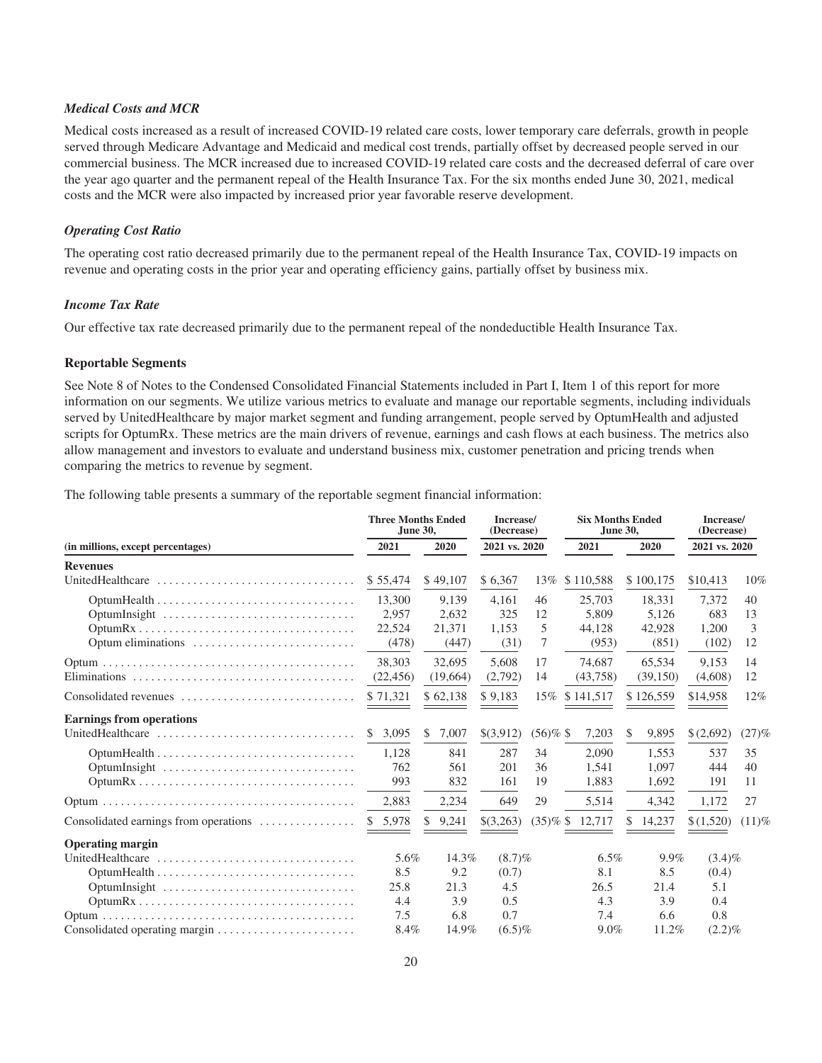### *Medical Costs and MCR*

Medical costs increased as a result of increased COVID-19 related care costs, lower temporary care deferrals, growth in people served through Medicare Advantage and Medicaid and medical cost trends, partially offset by decreased people served in our commercial business. The MCR increased due to increased COVID-19 related care costs and the decreased deferral of care over the year ago quarter and the permanent repeal of the Health Insurance Tax. For the six months ended June 30, 2021, medical costs and the MCR were also impacted by increased prior year favorable reserve development.

### *Operating Cost Ratio*

The operating cost ratio decreased primarily due to the permanent repeal of the Health Insurance Tax, COVID-19 impacts on revenue and operating costs in the prior year and operating efficiency gains, partially offset by business mix.

### *Income Tax Rate*

Our effective tax rate decreased primarily due to the permanent repeal of the nondeductible Health Insurance Tax.

### Reportable Segments

See Note 8 of Notes to the Condensed Consolidated Financial Statements included in Part I, Item 1 of this report for more information on our segments. We utilize various metrics to evaluate and manage our reportable segments, including individuals served by UnitedHealthcare by major market segment and funding arrangement, people served by OptumHealth and adjusted scripts for OptumRx. These metrics are the main drivers of revenue, earnings and cash flows at each business. The metrics also allow management and investors to evaluate and understand business mix, customer penetration and pricing trends when comparing the metrics to revenue by segment.

The following table presents a summary of the reportable segment financial information:

| (in millions, except percentages) | Three Months Ended June 30, 2021 | Three Months Ended June 30, 2020 | Increase/ (Decrease) 2021 vs. 2020 | | Six Months Ended June 30, 2021 | Six Months Ended June 30, 2020 | Increase/ (Decrease) 2021 vs. 2020 | |
|---|---|---|---|---|---|---|---|---|
| **Revenues** | | | | | | | | |
| UnitedHealthcare | $ 55,474 | $ 49,107 | $ 6,367 | 13% | $ 110,588 | $ 100,175 | $10,413 | 10% |
| OptumHealth | 13,300 | 9,139 | 4,161 | 46 | 25,703 | 18,331 | 7,372 | 40 |
| OptumInsight | 2,957 | 2,632 | 325 | 12 | 5,809 | 5,126 | 683 | 13 |
| OptumRx | 22,524 | 21,371 | 1,153 | 5 | 44,128 | 42,928 | 1,200 | 3 |
| Optum eliminations | (478) | (447) | (31) | 7 | (953) | (851) | (102) | 12 |
| Optum | 38,303 | 32,695 | 5,608 | 17 | 74,687 | 65,534 | 9,153 | 14 |
| Eliminations | (22,456) | (19,664) | (2,792) | 14 | (43,758) | (39,150) | (4,608) | 12 |
| Consolidated revenues | $ 71,321 | $ 62,138 | $ 9,183 | 15% | $ 141,517 | $ 126,559 | $14,958 | 12% |
| **Earnings from operations** | | | | | | | | |
| UnitedHealthcare | $ 3,095 | $ 7,007 | $(3,912) | (56)% | $ 7,203 | $ 9,895 | $ (2,692) | (27)% |
| OptumHealth | 1,128 | 841 | 287 | 34 | 2,090 | 1,553 | 537 | 35 |
| OptumInsight | 762 | 561 | 201 | 36 | 1,541 | 1,097 | 444 | 40 |
| OptumRx | 993 | 832 | 161 | 19 | 1,883 | 1,692 | 191 | 11 |
| Optum | 2,883 | 2,234 | 649 | 29 | 5,514 | 4,342 | 1,172 | 27 |
| Consolidated earnings from operations | $ 5,978 | $ 9,241 | $(3,263) | (35)% | $ 12,717 | $ 14,237 | $ (1,520) | (11)% |
| **Operating margin** | | | | | | | | |
| UnitedHealthcare | 5.6% | 14.3% | (8.7)% | | 6.5% | 9.9% | (3.4)% | |
| OptumHealth | 8.5 | 9.2 | (0.7) | | 8.1 | 8.5 | (0.4) | |
| OptumInsight | 25.8 | 21.3 | 4.5 | | 26.5 | 21.4 | 5.1 | |
| OptumRx | 4.4 | 3.9 | 0.5 | | 4.3 | 3.9 | 0.4 | |
| Optum | 7.5 | 6.8 | 0.7 | | 7.4 | 6.6 | 0.8 | |
| Consolidated operating margin | 8.4% | 14.9% | (6.5)% | | 9.0% | 11.2% | (2.2)% | |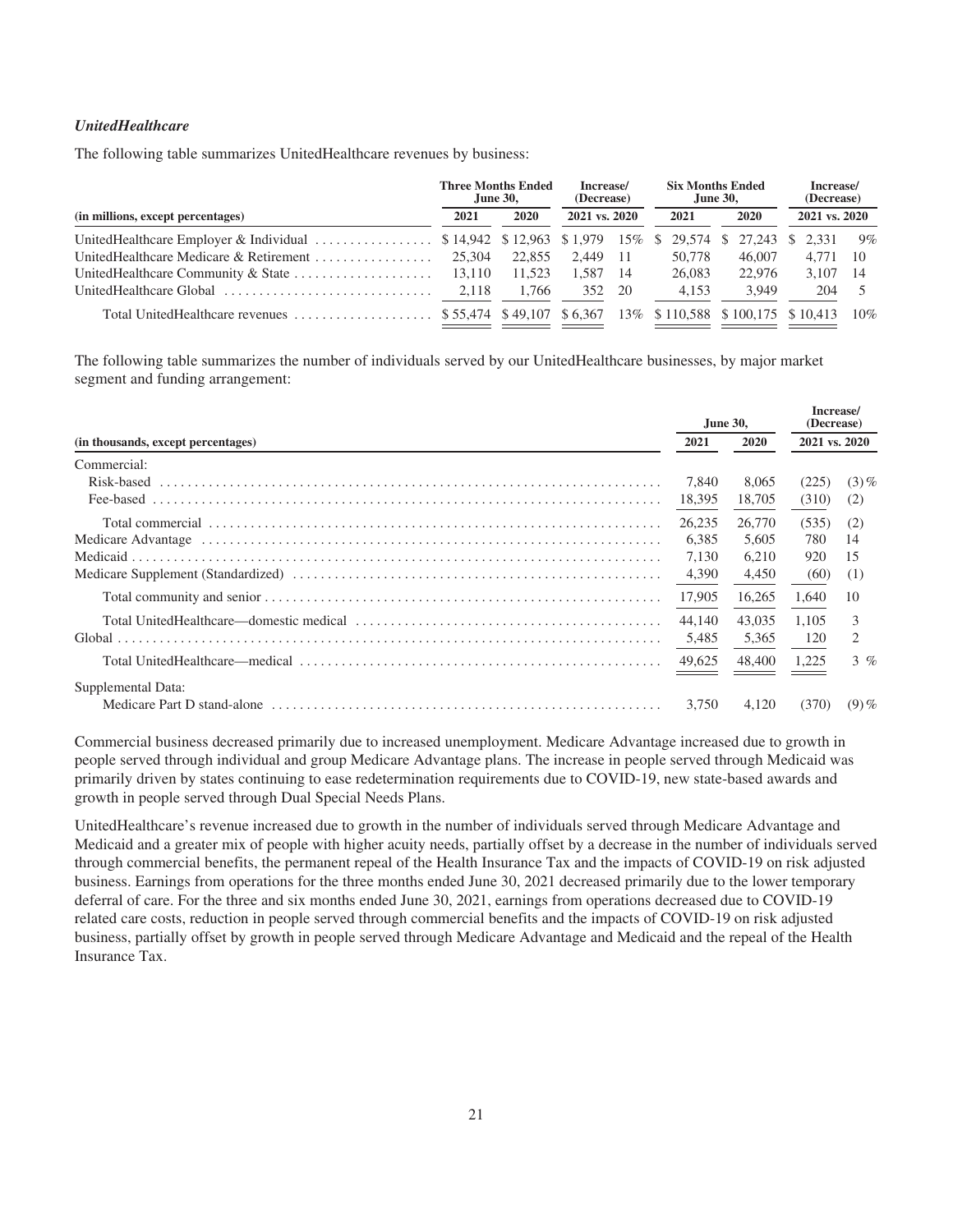### *UnitedHealthcare*

The following table summarizes UnitedHealthcare revenues by business:

| (in millions, except percentages) | Three Months Ended June 30, 2021 | Three Months Ended June 30, 2020 | Increase/(Decrease) 2021 vs. 2020 | | Six Months Ended June 30, 2021 | Six Months Ended June 30, 2020 | Increase/(Decrease) 2021 vs. 2020 | |
|---|---|---|---|---|---|---|---|---|
| UnitedHealthcare Employer & Individual | $ 14,942 | $ 12,963 | $ 1,979 | 15% | $ 29,574 | $ 27,243 | $ 2,331 | 9% |
| UnitedHealthcare Medicare & Retirement | 25,304 | 22,855 | 2,449 | 11 | 50,778 | 46,007 | 4,771 | 10 |
| UnitedHealthcare Community & State | 13,110 | 11,523 | 1,587 | 14 | 26,083 | 22,976 | 3,107 | 14 |
| UnitedHealthcare Global | 2,118 | 1,766 | 352 | 20 | 4,153 | 3,949 | 204 | 5 |
| Total UnitedHealthcare revenues | $ 55,474 | $ 49,107 | $ 6,367 | 13% | $ 110,588 | $ 100,175 | $ 10,413 | 10% |

The following table summarizes the number of individuals served by our UnitedHealthcare businesses, by major market segment and funding arrangement:

| (in thousands, except percentages) | June 30, 2021 | June 30, 2020 | Increase/(Decrease) 2021 vs. 2020 | |
|---|---|---|---|---|
| Commercial: | | | | |
| Risk-based | 7,840 | 8,065 | (225) | (3)% |
| Fee-based | 18,395 | 18,705 | (310) | (2) |
| Total commercial | 26,235 | 26,770 | (535) | (2) |
| Medicare Advantage | 6,385 | 5,605 | 780 | 14 |
| Medicaid | 7,130 | 6,210 | 920 | 15 |
| Medicare Supplement (Standardized) | 4,390 | 4,450 | (60) | (1) |
| Total community and senior | 17,905 | 16,265 | 1,640 | 10 |
| Total UnitedHealthcare—domestic medical | 44,140 | 43,035 | 1,105 | 3 |
| Global | 5,485 | 5,365 | 120 | 2 |
| Total UnitedHealthcare—medical | 49,625 | 48,400 | 1,225 | 3 % |
| Supplemental Data: | | | | |
| Medicare Part D stand-alone | 3,750 | 4,120 | (370) | (9)% |

Commercial business decreased primarily due to increased unemployment. Medicare Advantage increased due to growth in people served through individual and group Medicare Advantage plans. The increase in people served through Medicaid was primarily driven by states continuing to ease redetermination requirements due to COVID-19, new state-based awards and growth in people served through Dual Special Needs Plans.

UnitedHealthcare's revenue increased due to growth in the number of individuals served through Medicare Advantage and Medicaid and a greater mix of people with higher acuity needs, partially offset by a decrease in the number of individuals served through commercial benefits, the permanent repeal of the Health Insurance Tax and the impacts of COVID-19 on risk adjusted business. Earnings from operations for the three months ended June 30, 2021 decreased primarily due to the lower temporary deferral of care. For the three and six months ended June 30, 2021, earnings from operations decreased due to COVID-19 related care costs, reduction in people served through commercial benefits and the impacts of COVID-19 on risk adjusted business, partially offset by growth in people served through Medicare Advantage and Medicaid and the repeal of the Health Insurance Tax.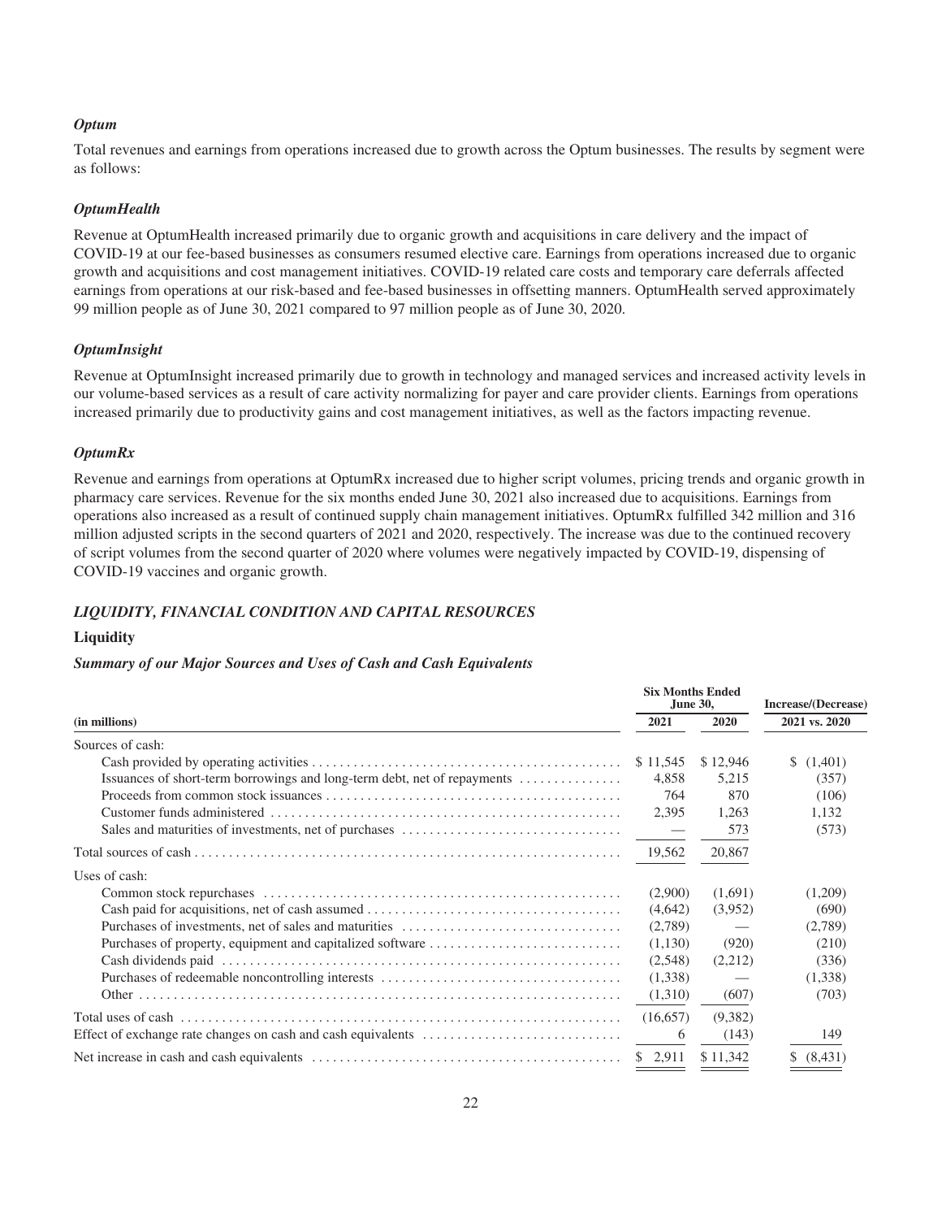### *Optum*

Total revenues and earnings from operations increased due to growth across the Optum businesses. The results by segment were as follows:

### *OptumHealth*

Revenue at OptumHealth increased primarily due to organic growth and acquisitions in care delivery and the impact of COVID-19 at our fee-based businesses as consumers resumed elective care. Earnings from operations increased due to organic growth and acquisitions and cost management initiatives. COVID-19 related care costs and temporary care deferrals affected earnings from operations at our risk-based and fee-based businesses in offsetting manners. OptumHealth served approximately 99 million people as of June 30, 2021 compared to 97 million people as of June 30, 2020.

### *OptumInsight*

Revenue at OptumInsight increased primarily due to growth in technology and managed services and increased activity levels in our volume-based services as a result of care activity normalizing for payer and care provider clients. Earnings from operations increased primarily due to productivity gains and cost management initiatives, as well as the factors impacting revenue.

### *OptumRx*

Revenue and earnings from operations at OptumRx increased due to higher script volumes, pricing trends and organic growth in pharmacy care services. Revenue for the six months ended June 30, 2021 also increased due to acquisitions. Earnings from operations also increased as a result of continued supply chain management initiatives. OptumRx fulfilled 342 million and 316 million adjusted scripts in the second quarters of 2021 and 2020, respectively. The increase was due to the continued recovery of script volumes from the second quarter of 2020 where volumes were negatively impacted by COVID-19, dispensing of COVID-19 vaccines and organic growth.

## *LIQUIDITY, FINANCIAL CONDITION AND CAPITAL RESOURCES*

### Liquidity

#### *Summary of our Major Sources and Uses of Cash and Cash Equivalents*

| | Six Months Ended June 30, | | Increase/(Decrease) |
|---|---|---|---|
| **(in millions)** | **2021** | **2020** | **2021 vs. 2020** |
| Sources of cash: | | | |
| Cash provided by operating activities | $ 11,545 | $ 12,946 | $ (1,401) |
| Issuances of short-term borrowings and long-term debt, net of repayments | 4,858 | 5,215 | (357) |
| Proceeds from common stock issuances | 764 | 870 | (106) |
| Customer funds administered | 2,395 | 1,263 | 1,132 |
| Sales and maturities of investments, net of purchases | — | 573 | (573) |
| Total sources of cash | 19,562 | 20,867 | |
| Uses of cash: | | | |
| Common stock repurchases | (2,900) | (1,691) | (1,209) |
| Cash paid for acquisitions, net of cash assumed | (4,642) | (3,952) | (690) |
| Purchases of investments, net of sales and maturities | (2,789) | — | (2,789) |
| Purchases of property, equipment and capitalized software | (1,130) | (920) | (210) |
| Cash dividends paid | (2,548) | (2,212) | (336) |
| Purchases of redeemable noncontrolling interests | (1,338) | — | (1,338) |
| Other | (1,310) | (607) | (703) |
| Total uses of cash | (16,657) | (9,382) | |
| Effect of exchange rate changes on cash and cash equivalents | 6 | (143) | 149 |
| Net increase in cash and cash equivalents | $ 2,911 | $ 11,342 | $ (8,431) |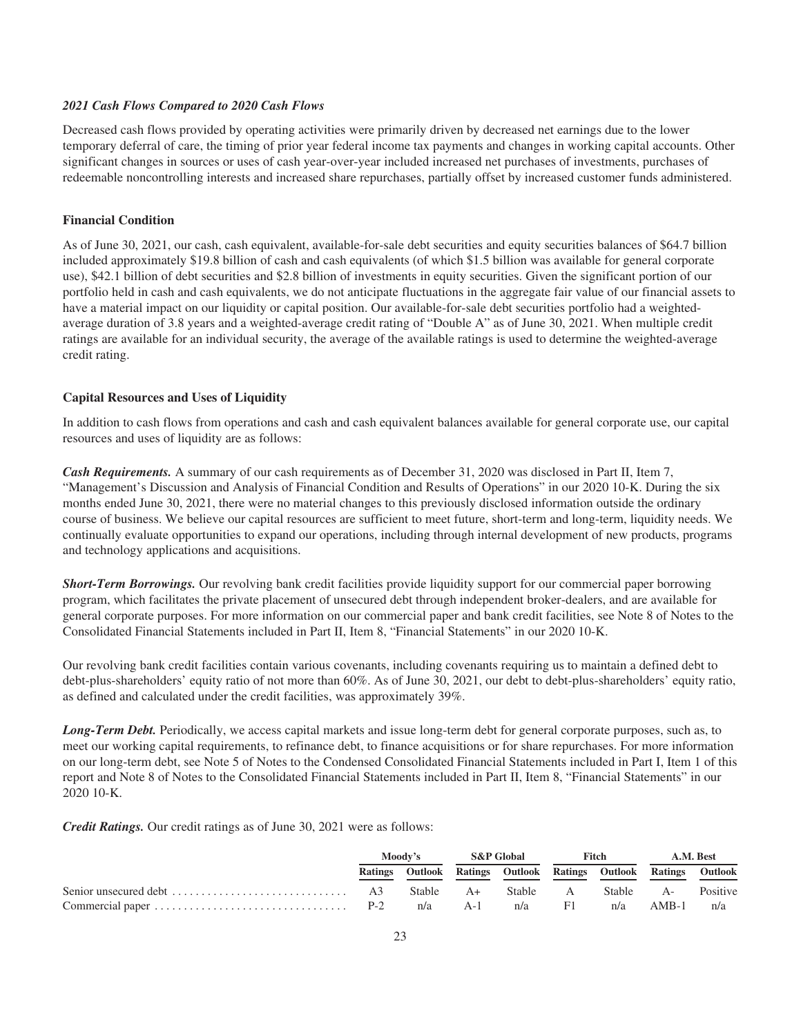*2021 Cash Flows Compared to 2020 Cash Flows*

Decreased cash flows provided by operating activities were primarily driven by decreased net earnings due to the lower temporary deferral of care, the timing of prior year federal income tax payments and changes in working capital accounts. Other significant changes in sources or uses of cash year-over-year included increased net purchases of investments, purchases of redeemable noncontrolling interests and increased share repurchases, partially offset by increased customer funds administered.

**Financial Condition**

As of June 30, 2021, our cash, cash equivalent, available-for-sale debt securities and equity securities balances of $64.7 billion included approximately $19.8 billion of cash and cash equivalents (of which $1.5 billion was available for general corporate use), $42.1 billion of debt securities and $2.8 billion of investments in equity securities. Given the significant portion of our portfolio held in cash and cash equivalents, we do not anticipate fluctuations in the aggregate fair value of our financial assets to have a material impact on our liquidity or capital position. Our available-for-sale debt securities portfolio had a weighted-average duration of 3.8 years and a weighted-average credit rating of "Double A" as of June 30, 2021. When multiple credit ratings are available for an individual security, the average of the available ratings is used to determine the weighted-average credit rating.

**Capital Resources and Uses of Liquidity**

In addition to cash flows from operations and cash and cash equivalent balances available for general corporate use, our capital resources and uses of liquidity are as follows:

***Cash Requirements.*** A summary of our cash requirements as of December 31, 2020 was disclosed in Part II, Item 7, "Management's Discussion and Analysis of Financial Condition and Results of Operations" in our 2020 10-K. During the six months ended June 30, 2021, there were no material changes to this previously disclosed information outside the ordinary course of business. We believe our capital resources are sufficient to meet future, short-term and long-term, liquidity needs. We continually evaluate opportunities to expand our operations, including through internal development of new products, programs and technology applications and acquisitions.

***Short-Term Borrowings.*** Our revolving bank credit facilities provide liquidity support for our commercial paper borrowing program, which facilitates the private placement of unsecured debt through independent broker-dealers, and are available for general corporate purposes. For more information on our commercial paper and bank credit facilities, see Note 8 of Notes to the Consolidated Financial Statements included in Part II, Item 8, "Financial Statements" in our 2020 10-K.

Our revolving bank credit facilities contain various covenants, including covenants requiring us to maintain a defined debt to debt-plus-shareholders' equity ratio of not more than 60%. As of June 30, 2021, our debt to debt-plus-shareholders' equity ratio, as defined and calculated under the credit facilities, was approximately 39%.

***Long-Term Debt.*** Periodically, we access capital markets and issue long-term debt for general corporate purposes, such as, to meet our working capital requirements, to refinance debt, to finance acquisitions or for share repurchases. For more information on our long-term debt, see Note 5 of Notes to the Condensed Consolidated Financial Statements included in Part I, Item 1 of this report and Note 8 of Notes to the Consolidated Financial Statements included in Part II, Item 8, "Financial Statements" in our 2020 10-K.

***Credit Ratings.*** Our credit ratings as of June 30, 2021 were as follows:

| | Moody's | | S&P Global | | Fitch | | A.M. Best | |
|---|---|---|---|---|---|---|---|---|
| | Ratings | Outlook | Ratings | Outlook | Ratings | Outlook | Ratings | Outlook |
| Senior unsecured debt | A3 | Stable | A+ | Stable | A | Stable | A- | Positive |
| Commercial paper | P-2 | n/a | A-1 | n/a | F1 | n/a | AMB-1 | n/a |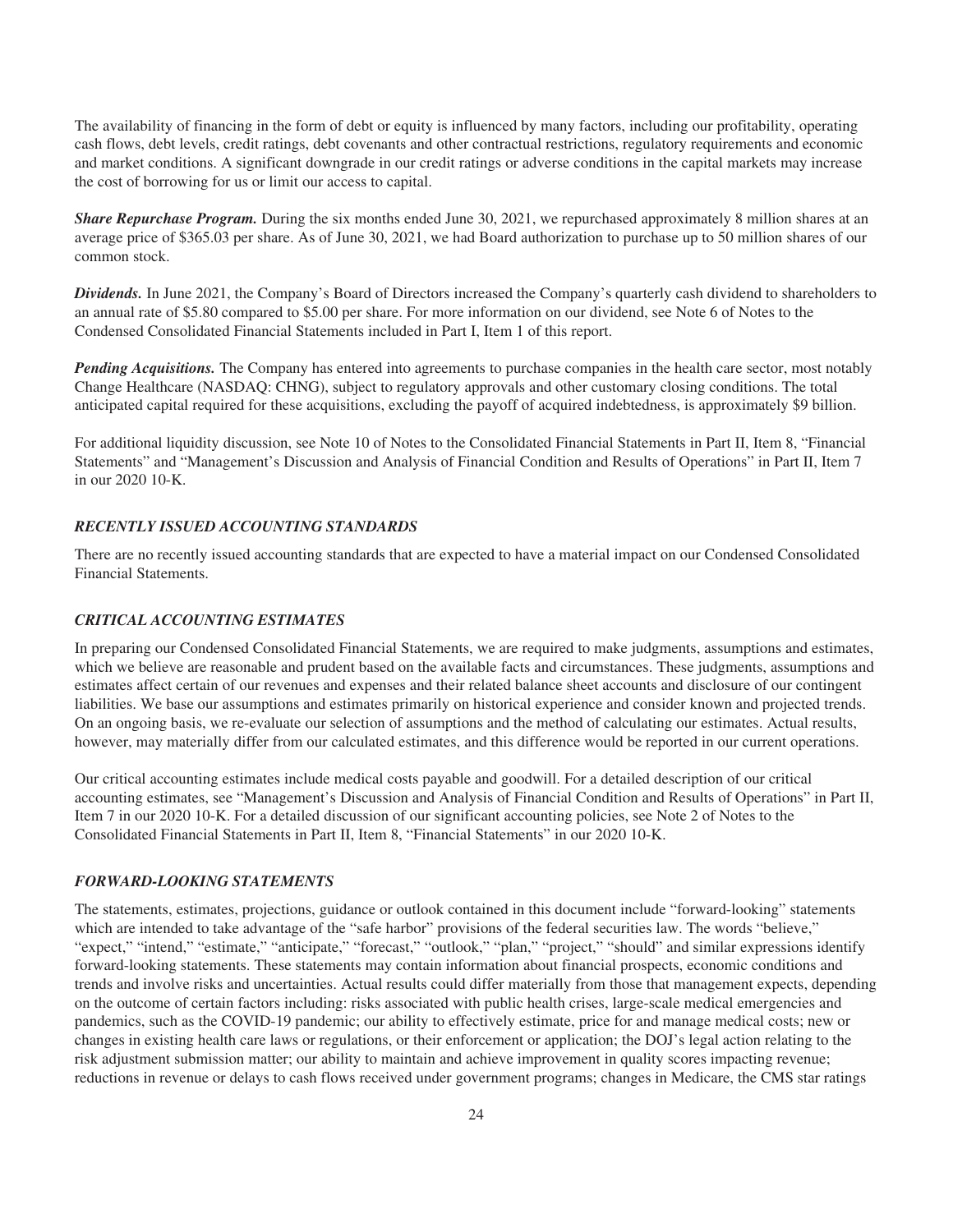The availability of financing in the form of debt or equity is influenced by many factors, including our profitability, operating cash flows, debt levels, credit ratings, debt covenants and other contractual restrictions, regulatory requirements and economic and market conditions. A significant downgrade in our credit ratings or adverse conditions in the capital markets may increase the cost of borrowing for us or limit our access to capital.

***Share Repurchase Program.*** During the six months ended June 30, 2021, we repurchased approximately 8 million shares at an average price of $365.03 per share. As of June 30, 2021, we had Board authorization to purchase up to 50 million shares of our common stock.

***Dividends.*** In June 2021, the Company's Board of Directors increased the Company's quarterly cash dividend to shareholders to an annual rate of $5.80 compared to $5.00 per share. For more information on our dividend, see Note 6 of Notes to the Condensed Consolidated Financial Statements included in Part I, Item 1 of this report.

***Pending Acquisitions.*** The Company has entered into agreements to purchase companies in the health care sector, most notably Change Healthcare (NASDAQ: CHNG), subject to regulatory approvals and other customary closing conditions. The total anticipated capital required for these acquisitions, excluding the payoff of acquired indebtedness, is approximately $9 billion.

For additional liquidity discussion, see Note 10 of Notes to the Consolidated Financial Statements in Part II, Item 8, "Financial Statements" and "Management's Discussion and Analysis of Financial Condition and Results of Operations" in Part II, Item 7 in our 2020 10-K.

### *RECENTLY ISSUED ACCOUNTING STANDARDS*

There are no recently issued accounting standards that are expected to have a material impact on our Condensed Consolidated Financial Statements.

### *CRITICAL ACCOUNTING ESTIMATES*

In preparing our Condensed Consolidated Financial Statements, we are required to make judgments, assumptions and estimates, which we believe are reasonable and prudent based on the available facts and circumstances. These judgments, assumptions and estimates affect certain of our revenues and expenses and their related balance sheet accounts and disclosure of our contingent liabilities. We base our assumptions and estimates primarily on historical experience and consider known and projected trends. On an ongoing basis, we re-evaluate our selection of assumptions and the method of calculating our estimates. Actual results, however, may materially differ from our calculated estimates, and this difference would be reported in our current operations.

Our critical accounting estimates include medical costs payable and goodwill. For a detailed description of our critical accounting estimates, see "Management's Discussion and Analysis of Financial Condition and Results of Operations" in Part II, Item 7 in our 2020 10-K. For a detailed discussion of our significant accounting policies, see Note 2 of Notes to the Consolidated Financial Statements in Part II, Item 8, "Financial Statements" in our 2020 10-K.

### *FORWARD-LOOKING STATEMENTS*

The statements, estimates, projections, guidance or outlook contained in this document include "forward-looking" statements which are intended to take advantage of the "safe harbor" provisions of the federal securities law. The words "believe," "expect," "intend," "estimate," "anticipate," "forecast," "outlook," "plan," "project," "should" and similar expressions identify forward-looking statements. These statements may contain information about financial prospects, economic conditions and trends and involve risks and uncertainties. Actual results could differ materially from those that management expects, depending on the outcome of certain factors including: risks associated with public health crises, large-scale medical emergencies and pandemics, such as the COVID-19 pandemic; our ability to effectively estimate, price for and manage medical costs; new or changes in existing health care laws or regulations, or their enforcement or application; the DOJ's legal action relating to the risk adjustment submission matter; our ability to maintain and achieve improvement in quality scores impacting revenue; reductions in revenue or delays to cash flows received under government programs; changes in Medicare, the CMS star ratings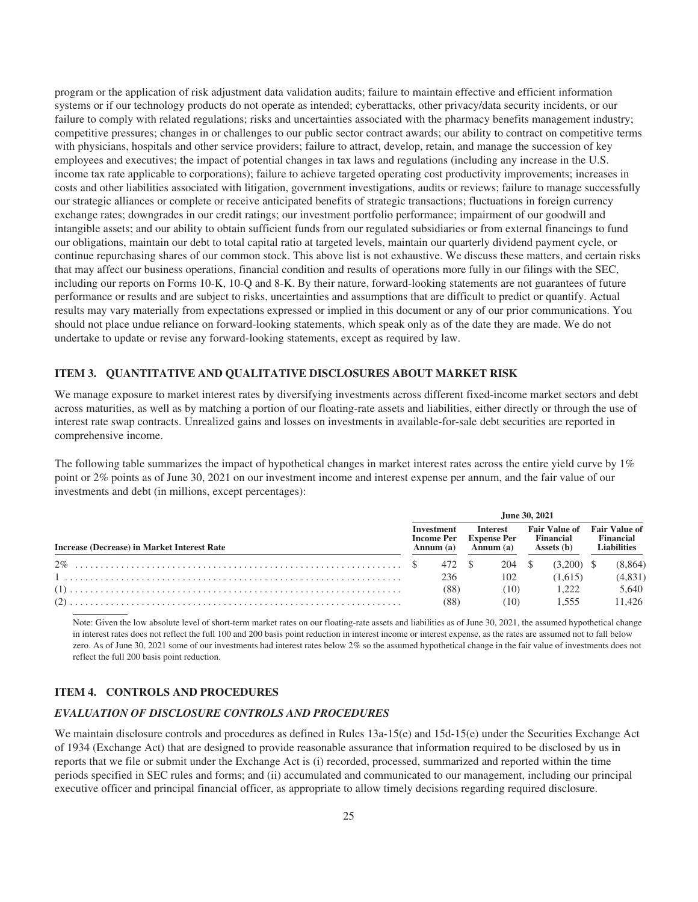program or the application of risk adjustment data validation audits; failure to maintain effective and efficient information systems or if our technology products do not operate as intended; cyberattacks, other privacy/data security incidents, or our failure to comply with related regulations; risks and uncertainties associated with the pharmacy benefits management industry; competitive pressures; changes in or challenges to our public sector contract awards; our ability to contract on competitive terms with physicians, hospitals and other service providers; failure to attract, develop, retain, and manage the succession of key employees and executives; the impact of potential changes in tax laws and regulations (including any increase in the U.S. income tax rate applicable to corporations); failure to achieve targeted operating cost productivity improvements; increases in costs and other liabilities associated with litigation, government investigations, audits or reviews; failure to manage successfully our strategic alliances or complete or receive anticipated benefits of strategic transactions; fluctuations in foreign currency exchange rates; downgrades in our credit ratings; our investment portfolio performance; impairment of our goodwill and intangible assets; and our ability to obtain sufficient funds from our regulated subsidiaries or from external financings to fund our obligations, maintain our debt to total capital ratio at targeted levels, maintain our quarterly dividend payment cycle, or continue repurchasing shares of our common stock. This above list is not exhaustive. We discuss these matters, and certain risks that may affect our business operations, financial condition and results of operations more fully in our filings with the SEC, including our reports on Forms 10-K, 10-Q and 8-K. By their nature, forward-looking statements are not guarantees of future performance or results and are subject to risks, uncertainties and assumptions that are difficult to predict or quantify. Actual results may vary materially from expectations expressed or implied in this document or any of our prior communications. You should not place undue reliance on forward-looking statements, which speak only as of the date they are made. We do not undertake to update or revise any forward-looking statements, except as required by law.

## ITEM 3. QUANTITATIVE AND QUALITATIVE DISCLOSURES ABOUT MARKET RISK

We manage exposure to market interest rates by diversifying investments across different fixed-income market sectors and debt across maturities, as well as by matching a portion of our floating-rate assets and liabilities, either directly or through the use of interest rate swap contracts. Unrealized gains and losses on investments in available-for-sale debt securities are reported in comprehensive income.

The following table summarizes the impact of hypothetical changes in market interest rates across the entire yield curve by 1% point or 2% points as of June 30, 2021 on our investment income and interest expense per annum, and the fair value of our investments and debt (in millions, except percentages):

| | June 30, 2021 | | | |
|---|---|---|---|---|
| **Increase (Decrease) in Market Interest Rate** | **Investment Income Per Annum (a)** | **Interest Expense Per Annum (a)** | **Fair Value of Financial Assets (b)** | **Fair Value of Financial Liabilities** |
| 2% | $ 472 | $ 204 | $ (3,200) | $ (8,864) |
| 1 | 236 | 102 | (1,615) | (4,831) |
| (1) | (88) | (10) | 1,222 | 5,640 |
| (2) | (88) | (10) | 1,555 | 11,426 |

Note: Given the low absolute level of short-term market rates on our floating-rate assets and liabilities as of June 30, 2021, the assumed hypothetical change in interest rates does not reflect the full 100 and 200 basis point reduction in interest income or interest expense, as the rates are assumed not to fall below zero. As of June 30, 2021 some of our investments had interest rates below 2% so the assumed hypothetical change in the fair value of investments does not reflect the full 200 basis point reduction.

## ITEM 4. CONTROLS AND PROCEDURES

### *EVALUATION OF DISCLOSURE CONTROLS AND PROCEDURES*

We maintain disclosure controls and procedures as defined in Rules 13a-15(e) and 15d-15(e) under the Securities Exchange Act of 1934 (Exchange Act) that are designed to provide reasonable assurance that information required to be disclosed by us in reports that we file or submit under the Exchange Act is (i) recorded, processed, summarized and reported within the time periods specified in SEC rules and forms; and (ii) accumulated and communicated to our management, including our principal executive officer and principal financial officer, as appropriate to allow timely decisions regarding required disclosure.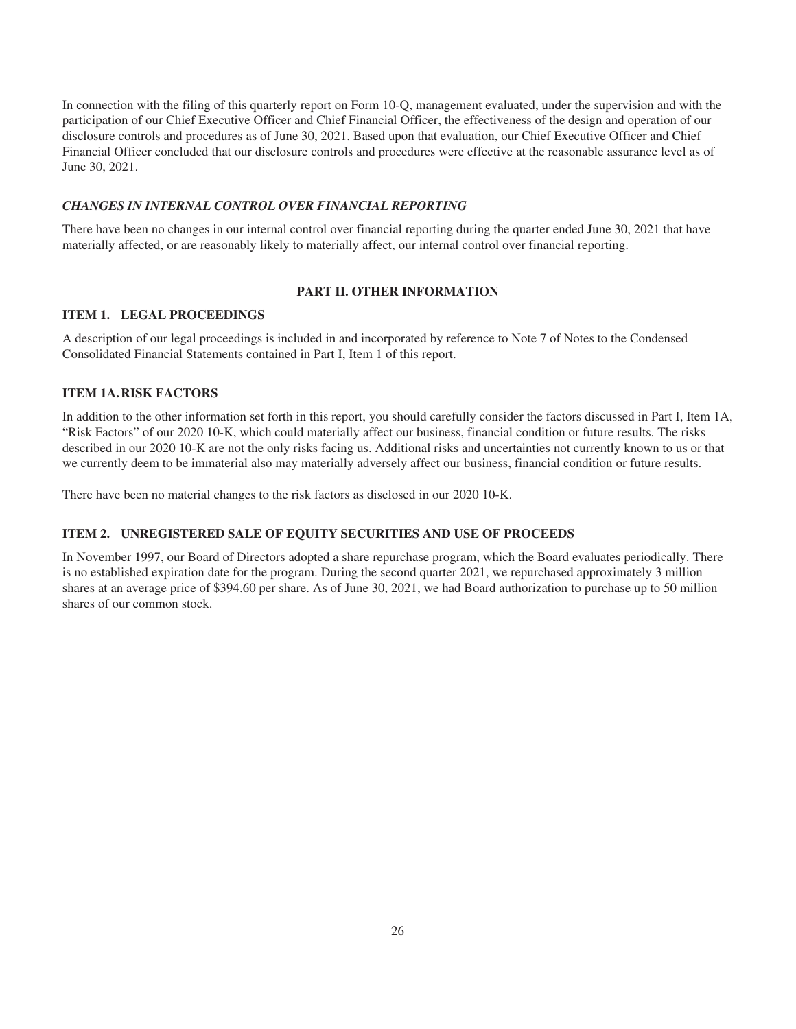In connection with the filing of this quarterly report on Form 10-Q, management evaluated, under the supervision and with the participation of our Chief Executive Officer and Chief Financial Officer, the effectiveness of the design and operation of our disclosure controls and procedures as of June 30, 2021. Based upon that evaluation, our Chief Executive Officer and Chief Financial Officer concluded that our disclosure controls and procedures were effective at the reasonable assurance level as of June 30, 2021.

### *CHANGES IN INTERNAL CONTROL OVER FINANCIAL REPORTING*

There have been no changes in our internal control over financial reporting during the quarter ended June 30, 2021 that have materially affected, or are reasonably likely to materially affect, our internal control over financial reporting.

## PART II. OTHER INFORMATION

### ITEM 1. LEGAL PROCEEDINGS

A description of our legal proceedings is included in and incorporated by reference to Note 7 of Notes to the Condensed Consolidated Financial Statements contained in Part I, Item 1 of this report.

### ITEM 1A. RISK FACTORS

In addition to the other information set forth in this report, you should carefully consider the factors discussed in Part I, Item 1A, "Risk Factors" of our 2020 10-K, which could materially affect our business, financial condition or future results. The risks described in our 2020 10-K are not the only risks facing us. Additional risks and uncertainties not currently known to us or that we currently deem to be immaterial also may materially adversely affect our business, financial condition or future results.

There have been no material changes to the risk factors as disclosed in our 2020 10-K.

### ITEM 2. UNREGISTERED SALE OF EQUITY SECURITIES AND USE OF PROCEEDS

In November 1997, our Board of Directors adopted a share repurchase program, which the Board evaluates periodically. There is no established expiration date for the program. During the second quarter 2021, we repurchased approximately 3 million shares at an average price of $394.60 per share. As of June 30, 2021, we had Board authorization to purchase up to 50 million shares of our common stock.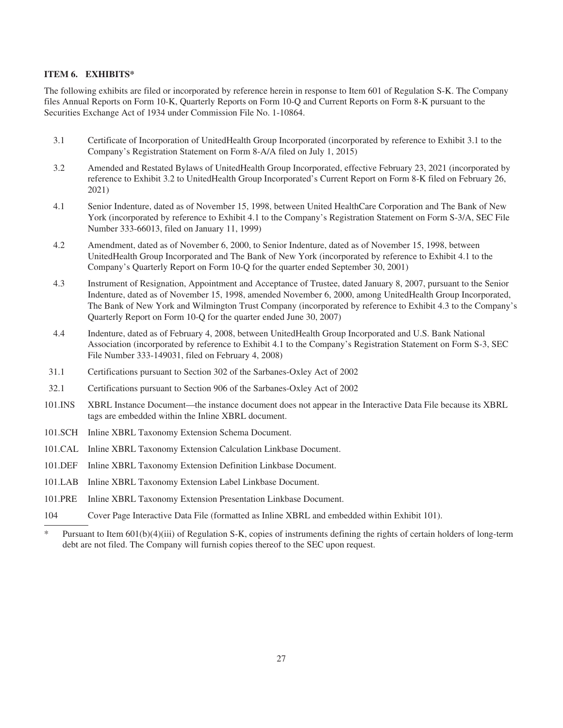### ITEM 6. EXHIBITS*

The following exhibits are filed or incorporated by reference herein in response to Item 601 of Regulation S-K. The Company files Annual Reports on Form 10-K, Quarterly Reports on Form 10-Q and Current Reports on Form 8-K pursuant to the Securities Exchange Act of 1934 under Commission File No. 1-10864.

| | |
|---|---|
| 3.1 | Certificate of Incorporation of UnitedHealth Group Incorporated (incorporated by reference to Exhibit 3.1 to the Company's Registration Statement on Form 8-A/A filed on July 1, 2015) |
| 3.2 | Amended and Restated Bylaws of UnitedHealth Group Incorporated, effective February 23, 2021 (incorporated by reference to Exhibit 3.2 to UnitedHealth Group Incorporated's Current Report on Form 8-K filed on February 26, 2021) |
| 4.1 | Senior Indenture, dated as of November 15, 1998, between United HealthCare Corporation and The Bank of New York (incorporated by reference to Exhibit 4.1 to the Company's Registration Statement on Form S-3/A, SEC File Number 333-66013, filed on January 11, 1999) |
| 4.2 | Amendment, dated as of November 6, 2000, to Senior Indenture, dated as of November 15, 1998, between UnitedHealth Group Incorporated and The Bank of New York (incorporated by reference to Exhibit 4.1 to the Company's Quarterly Report on Form 10-Q for the quarter ended September 30, 2001) |
| 4.3 | Instrument of Resignation, Appointment and Acceptance of Trustee, dated January 8, 2007, pursuant to the Senior Indenture, dated as of November 15, 1998, amended November 6, 2000, among UnitedHealth Group Incorporated, The Bank of New York and Wilmington Trust Company (incorporated by reference to Exhibit 4.3 to the Company's Quarterly Report on Form 10-Q for the quarter ended June 30, 2007) |
| 4.4 | Indenture, dated as of February 4, 2008, between UnitedHealth Group Incorporated and U.S. Bank National Association (incorporated by reference to Exhibit 4.1 to the Company's Registration Statement on Form S-3, SEC File Number 333-149031, filed on February 4, 2008) |
| 31.1 | Certifications pursuant to Section 302 of the Sarbanes-Oxley Act of 2002 |
| 32.1 | Certifications pursuant to Section 906 of the Sarbanes-Oxley Act of 2002 |
| 101.INS | XBRL Instance Document—the instance document does not appear in the Interactive Data File because its XBRL tags are embedded within the Inline XBRL document. |
| 101.SCH | Inline XBRL Taxonomy Extension Schema Document. |
| 101.CAL | Inline XBRL Taxonomy Extension Calculation Linkbase Document. |
| 101.DEF | Inline XBRL Taxonomy Extension Definition Linkbase Document. |
| 101.LAB | Inline XBRL Taxonomy Extension Label Linkbase Document. |
| 101.PRE | Inline XBRL Taxonomy Extension Presentation Linkbase Document. |
| 104 | Cover Page Interactive Data File (formatted as Inline XBRL and embedded within Exhibit 101). |

\* Pursuant to Item 601(b)(4)(iii) of Regulation S-K, copies of instruments defining the rights of certain holders of long-term debt are not filed. The Company will furnish copies thereof to the SEC upon request.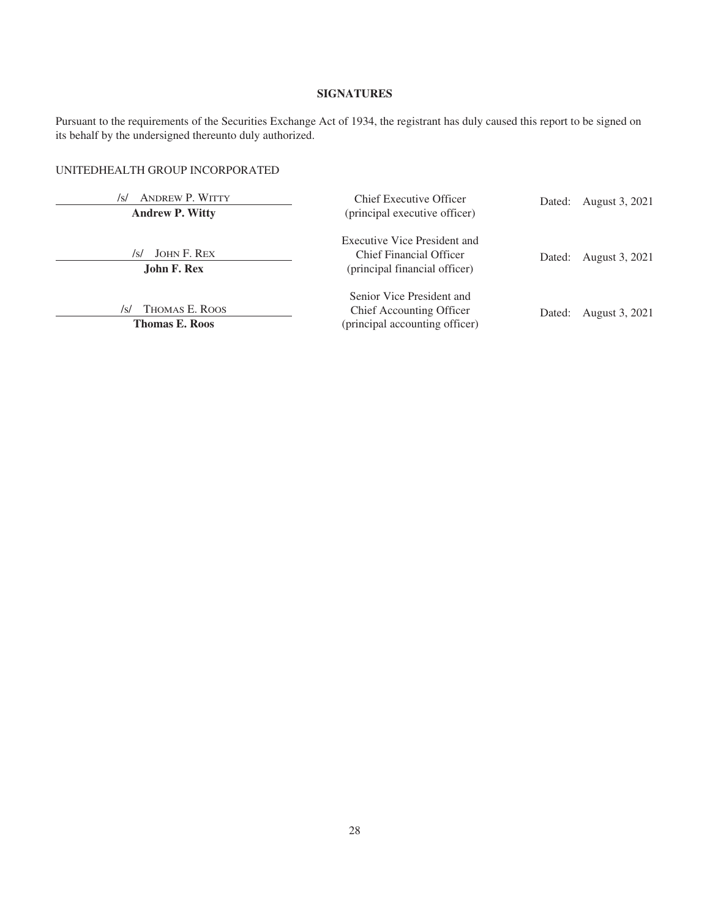## SIGNATURES

Pursuant to the requirements of the Securities Exchange Act of 1934, the registrant has duly caused this report to be signed on its behalf by the undersigned thereunto duly authorized.

UNITEDHEALTH GROUP INCORPORATED

| | | |
|---|---|---|
| /s/ ANDREW P. WITTY<br>**Andrew P. Witty** | Chief Executive Officer<br>(principal executive officer) | Dated: August 3, 2021 |
| /s/ JOHN F. REX<br>**John F. Rex** | Executive Vice President and<br>Chief Financial Officer<br>(principal financial officer) | Dated: August 3, 2021 |
| /s/ THOMAS E. ROOS<br>**Thomas E. Roos** | Senior Vice President and<br>Chief Accounting Officer<br>(principal accounting officer) | Dated: August 3, 2021 |